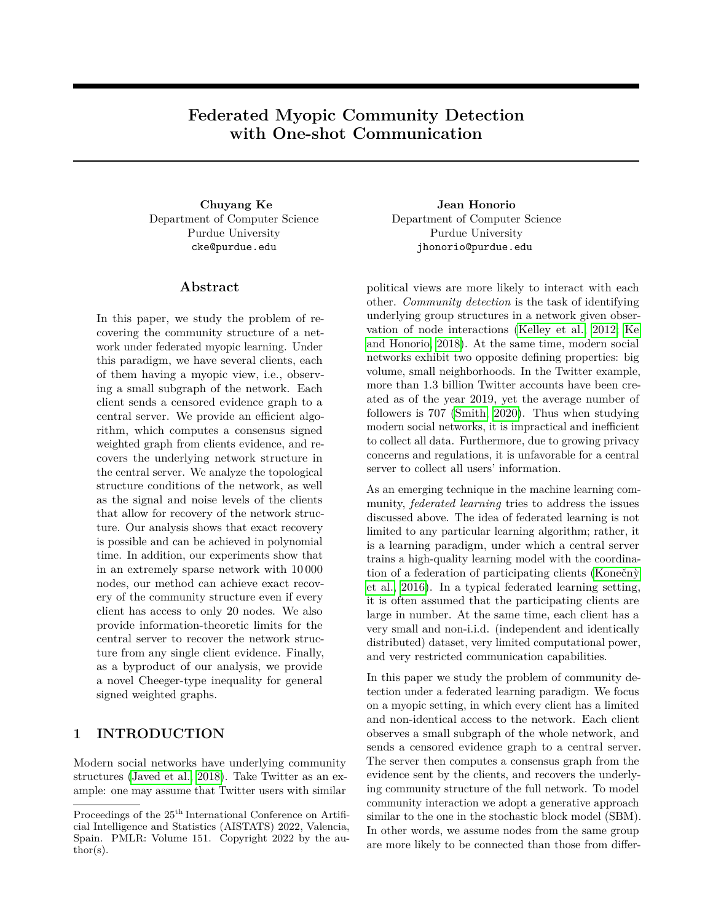# Federated Myopic Community Detection with One-shot Communication

**Chuyang Ke**
Department of Computer Science
Purdue University
cke@purdue.edu

**Jean Honorio**
Department of Computer Science
Purdue University
jhonorio@purdue.edu

## Abstract

In this paper, we study the problem of recovering the community structure of a network under federated myopic learning. Under this paradigm, we have several clients, each of them having a myopic view, i.e., observing a small subgraph of the network. Each client sends a censored evidence graph to a central server. We provide an efficient algorithm, which computes a consensus signed weighted graph from clients evidence, and recovers the underlying network structure in the central server. We analyze the topological structure conditions of the network, as well as the signal and noise levels of the clients that allow for recovery of the network structure. Our analysis shows that exact recovery is possible and can be achieved in polynomial time. In addition, our experiments show that in an extremely sparse network with 10 000 nodes, our method can achieve exact recovery of the community structure even if every client has access to only 20 nodes. We also provide information-theoretic limits for the central server to recover the network structure from any single client evidence. Finally, as a byproduct of our analysis, we provide a novel Cheeger-type inequality for general signed weighted graphs.

## 1 INTRODUCTION

Modern social networks have underlying community structures (Javed et al., 2018). Take Twitter as an example: one may assume that Twitter users with similar political views are more likely to interact with each other. *Community detection* is the task of identifying underlying group structures in a network given observation of node interactions (Kelley et al., 2012; Ke and Honorio, 2018). At the same time, modern social networks exhibit two opposite defining properties: big volume, small neighborhoods. In the Twitter example, more than 1.3 billion Twitter accounts have been created as of the year 2019, yet the average number of followers is 707 (Smith, 2020). Thus when studying modern social networks, it is impractical and inefficient to collect all data. Furthermore, due to growing privacy concerns and regulations, it is unfavorable for a central server to collect all users' information.

As an emerging technique in the machine learning community, *federated learning* tries to address the issues discussed above. The idea of federated learning is not limited to any particular learning algorithm; rather, it is a learning paradigm, under which a central server trains a high-quality learning model with the coordination of a federation of participating clients (Konečný et al., 2016). In a typical federated learning setting, it is often assumed that the participating clients are large in number. At the same time, each client has a very small and non-i.i.d. (independent and identically distributed) dataset, very limited computational power, and very restricted communication capabilities.

In this paper we study the problem of community detection under a federated learning paradigm. We focus on a myopic setting, in which every client has a limited and non-identical access to the network. Each client observes a small subgraph of the whole network, and sends a censored evidence graph to a central server. The server then computes a consensus graph from the evidence sent by the clients, and recovers the underlying community structure of the full network. To model community interaction we adopt a generative approach similar to the one in the stochastic block model (SBM). In other words, we assume nodes from the same group are more likely to be connected than those from differ-

Proceedings of the 25th International Conference on Artificial Intelligence and Statistics (AISTATS) 2022, Valencia, Spain. PMLR: Volume 151. Copyright 2022 by the author(s).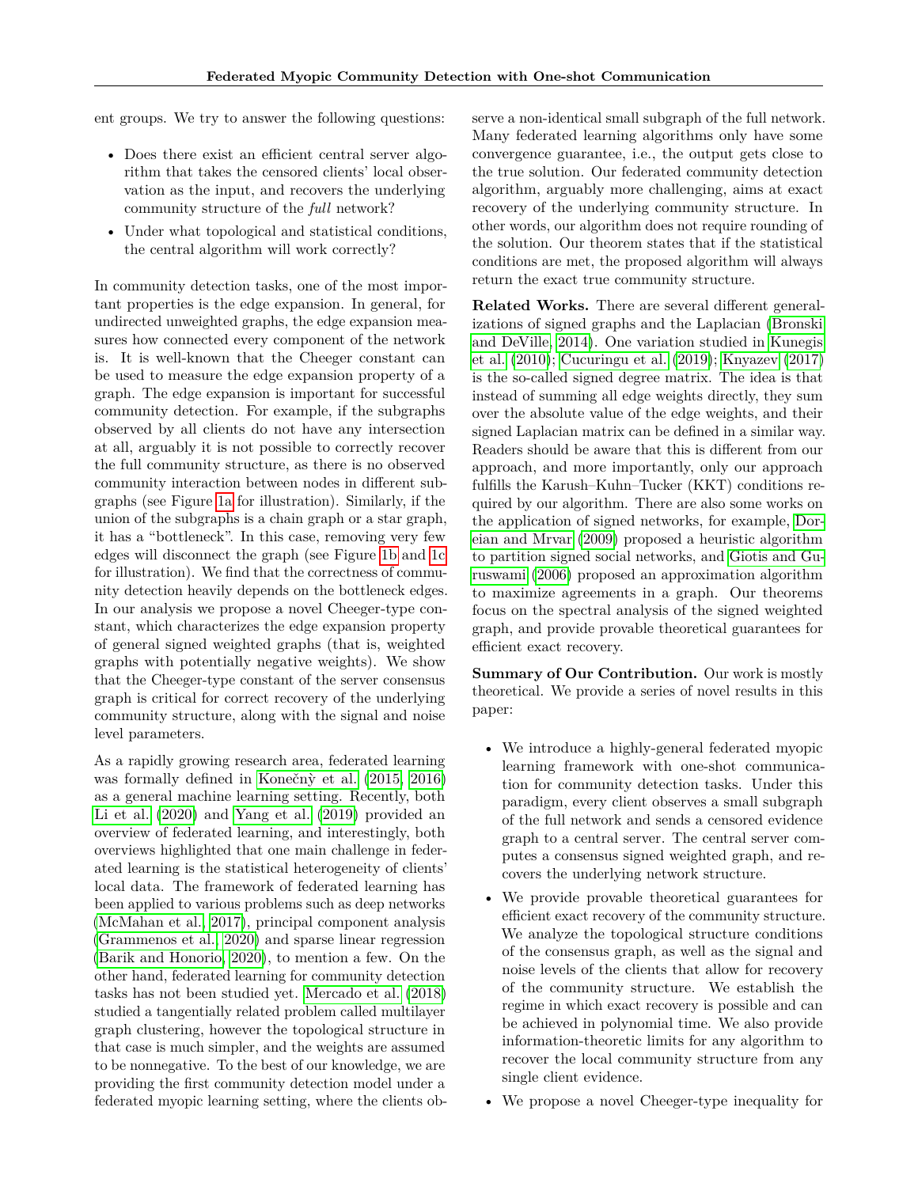ent groups. We try to answer the following questions:

- Does there exist an efficient central server algorithm that takes the censored clients' local observation as the input, and recovers the underlying community structure of the *full* network?
- Under what topological and statistical conditions, the central algorithm will work correctly?

In community detection tasks, one of the most important properties is the edge expansion. In general, for undirected unweighted graphs, the edge expansion measures how connected every component of the network is. It is well-known that the Cheeger constant can be used to measure the edge expansion property of a graph. The edge expansion is important for successful community detection. For example, if the subgraphs observed by all clients do not have any intersection at all, arguably it is not possible to correctly recover the full community structure, as there is no observed community interaction between nodes in different subgraphs (see Figure 1a for illustration). Similarly, if the union of the subgraphs is a chain graph or a star graph, it has a "bottleneck". In this case, removing very few edges will disconnect the graph (see Figure 1b and 1c for illustration). We find that the correctness of community detection heavily depends on the bottleneck edges. In our analysis we propose a novel Cheeger-type constant, which characterizes the edge expansion property of general signed weighted graphs (that is, weighted graphs with potentially negative weights). We show that the Cheeger-type constant of the server consensus graph is critical for correct recovery of the underlying community structure, along with the signal and noise level parameters.

As a rapidly growing research area, federated learning was formally defined in Konečnỳ et al. (2015, 2016) as a general machine learning setting. Recently, both Li et al. (2020) and Yang et al. (2019) provided an overview of federated learning, and interestingly, both overviews highlighted that one main challenge in federated learning is the statistical heterogeneity of clients' local data. The framework of federated learning has been applied to various problems such as deep networks (McMahan et al., 2017), principal component analysis (Grammenos et al., 2020) and sparse linear regression (Barik and Honorio, 2020), to mention a few. On the other hand, federated learning for community detection tasks has not been studied yet. Mercado et al. (2018) studied a tangentially related problem called multilayer graph clustering, however the topological structure in that case is much simpler, and the weights are assumed to be nonnegative. To the best of our knowledge, we are providing the first community detection model under a federated myopic learning setting, where the clients observe a non-identical small subgraph of the full network. Many federated learning algorithms only have some convergence guarantee, i.e., the output gets close to the true solution. Our federated community detection algorithm, arguably more challenging, aims at exact recovery of the underlying community structure. In other words, our algorithm does not require rounding of the solution. Our theorem states that if the statistical conditions are met, the proposed algorithm will always return the exact true community structure.

**Related Works.** There are several different generalizations of signed graphs and the Laplacian (Bronski and DeVille, 2014). One variation studied in Kunegis et al. (2010); Cucuringu et al. (2019); Knyazev (2017) is the so-called signed degree matrix. The idea is that instead of summing all edge weights directly, they sum over the absolute value of the edge weights, and their signed Laplacian matrix can be defined in a similar way. Readers should be aware that this is different from our approach, and more importantly, only our approach fulfills the Karush–Kuhn–Tucker (KKT) conditions required by our algorithm. There are also some works on the application of signed networks, for example, Doreian and Mrvar (2009) proposed a heuristic algorithm to partition signed social networks, and Giotis and Guruswami (2006) proposed an approximation algorithm to maximize agreements in a graph. Our theorems focus on the spectral analysis of the signed weighted graph, and provide provable theoretical guarantees for efficient exact recovery.

**Summary of Our Contribution.** Our work is mostly theoretical. We provide a series of novel results in this paper:

- We introduce a highly-general federated myopic learning framework with one-shot communication for community detection tasks. Under this paradigm, every client observes a small subgraph of the full network and sends a censored evidence graph to a central server. The central server computes a consensus signed weighted graph, and recovers the underlying network structure.
- We provide provable theoretical guarantees for efficient exact recovery of the community structure. We analyze the topological structure conditions of the consensus graph, as well as the signal and noise levels of the clients that allow for recovery of the community structure. We establish the regime in which exact recovery is possible and can be achieved in polynomial time. We also provide information-theoretic limits for any algorithm to recover the local community structure from any single client evidence.
- We propose a novel Cheeger-type inequality for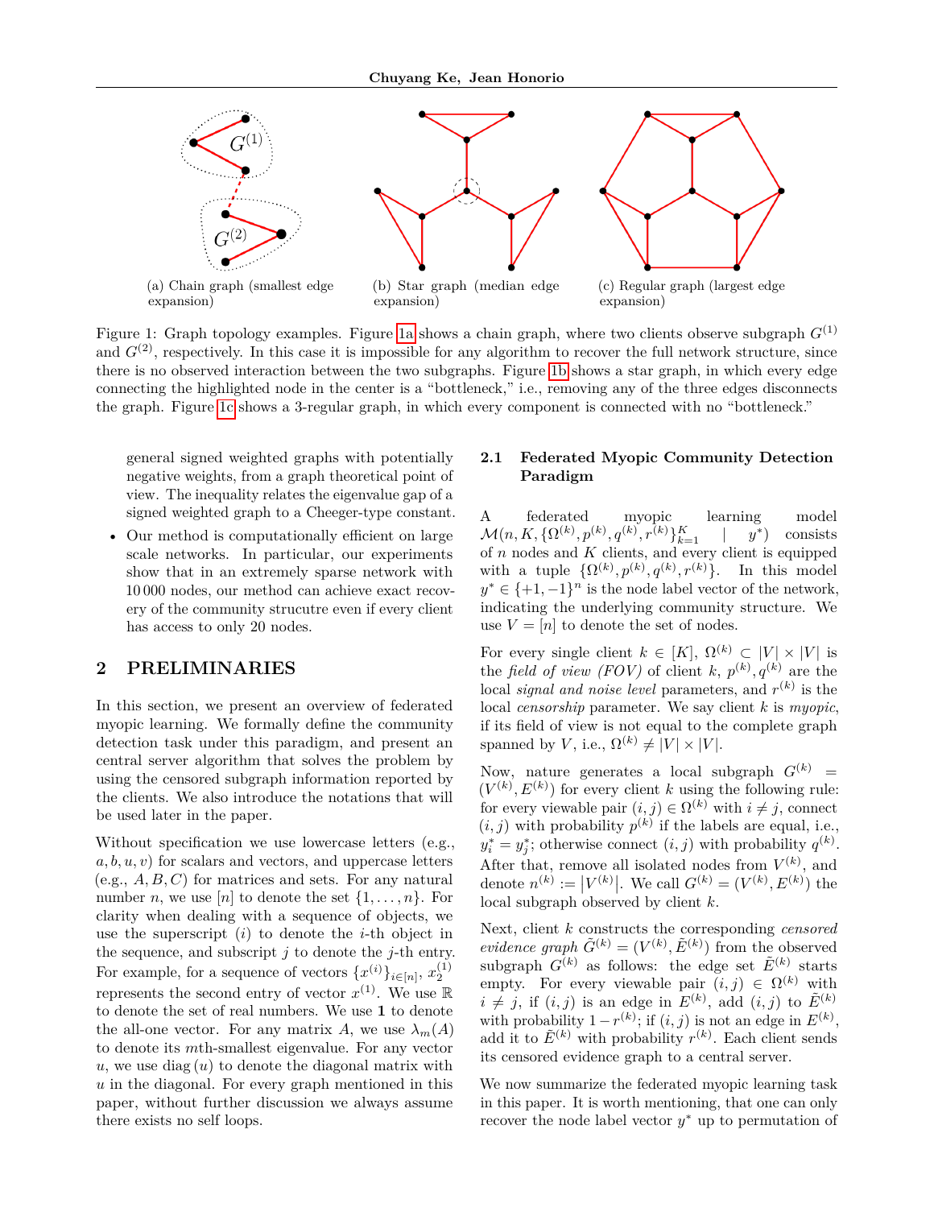(a) Chain graph (smallest edge expansion)

(b) Star graph (median edge expansion)

(c) Regular graph (largest edge expansion)

Figure 1: Graph topology examples. Figure 1a shows a chain graph, where two clients observe subgraph $G^{(1)}$ and $G^{(2)}$, respectively. In this case it is impossible for any algorithm to recover the full network structure, since there is no observed interaction between the two subgraphs. Figure 1b shows a star graph, in which every edge connecting the highlighted node in the center is a "bottleneck," i.e., removing any of the three edges disconnects the graph. Figure 1c shows a 3-regular graph, in which every component is connected with no "bottleneck."

general signed weighted graphs with potentially negative weights, from a graph theoretical point of view. The inequality relates the eigenvalue gap of a signed weighted graph to a Cheeger-type constant.

- Our method is computationally efficient on large scale networks. In particular, our experiments show that in an extremely sparse network with 10 000 nodes, our method can achieve exact recovery of the community strucutre even if every client has access to only 20 nodes.

## 2 PRELIMINARIES

In this section, we present an overview of federated myopic learning. We formally define the community detection task under this paradigm, and present an central server algorithm that solves the problem by using the censored subgraph information reported by the clients. We also introduce the notations that will be used later in the paper.

Without specification we use lowercase letters (e.g., $a, b, u, v$) for scalars and vectors, and uppercase letters (e.g., $A, B, C$) for matrices and sets. For any natural number $n$, we use $[n]$ to denote the set $\{1, \dots, n\}$. For clarity when dealing with a sequence of objects, we use the superscript $(i)$ to denote the $i$-th object in the sequence, and subscript $j$ to denote the $j$-th entry. For example, for a sequence of vectors $\{x^{(i)}\}_{i \in [n]}$, $x_2^{(1)}$ represents the second entry of vector $x^{(1)}$. We use $\mathbb{R}$ to denote the set of real numbers. We use $\mathbf{1}$ to denote the all-one vector. For any matrix $A$, we use $\lambda_m(A)$ to denote its $m$th-smallest eigenvalue. For any vector $u$, we use $\operatorname{diag}(u)$ to denote the diagonal matrix with $u$ in the diagonal. For every graph mentioned in this paper, without further discussion we always assume there exists no self loops.

### 2.1 Federated Myopic Community Detection Paradigm

A federated myopic learning model $\mathcal{M}(n, K, \{\Omega^{(k)}, p^{(k)}, q^{(k)}, r^{(k)}\}_{k=1}^{K} \mid y^*)$ consists of $n$ nodes and $K$ clients, and every client is equipped with a tuple $\{\Omega^{(k)}, p^{(k)}, q^{(k)}, r^{(k)}\}$. In this model $y^* \in \{+1, -1\}^n$ is the node label vector of the network, indicating the underlying community structure. We use $V = [n]$ to denote the set of nodes.

For every single client $k \in [K]$, $\Omega^{(k)} \subset |V| \times |V|$ is the *field of view (FOV)* of client $k$, $p^{(k)}, q^{(k)}$ are the local *signal and noise level* parameters, and $r^{(k)}$ is the local *censorship* parameter. We say client $k$ is *myopic*, if its field of view is not equal to the complete graph spanned by $V$, i.e., $\Omega^{(k)} \neq |V| \times |V|$.

Now, nature generates a local subgraph $G^{(k)} = (V^{(k)}, E^{(k)})$ for every client $k$ using the following rule: for every viewable pair $(i, j) \in \Omega^{(k)}$ with $i \neq j$, connect $(i, j)$ with probability $p^{(k)}$ if the labels are equal, i.e., $y_i^* = y_j^*$; otherwise connect $(i, j)$ with probability $q^{(k)}$. After that, remove all isolated nodes from $V^{(k)}$, and denote $n^{(k)} := \left|V^{(k)}\right|$. We call $G^{(k)} = (V^{(k)}, E^{(k)})$ the local subgraph observed by client $k$.

Next, client $k$ constructs the corresponding *censored evidence graph* $\tilde{G}^{(k)} = (V^{(k)}, \tilde{E}^{(k)})$ from the observed subgraph $G^{(k)}$ as follows: the edge set $\tilde{E}^{(k)}$ starts empty. For every viewable pair $(i, j) \in \Omega^{(k)}$ with $i \neq j$, if $(i, j)$ is an edge in $E^{(k)}$, add $(i, j)$ to $\tilde{E}^{(k)}$ with probability $1 - r^{(k)}$; if $(i, j)$ is not an edge in $E^{(k)}$, add it to $\tilde{E}^{(k)}$ with probability $r^{(k)}$. Each client sends its censored evidence graph to a central server.

We now summarize the federated myopic learning task in this paper. It is worth mentioning, that one can only recover the node label vector $y^*$ up to permutation of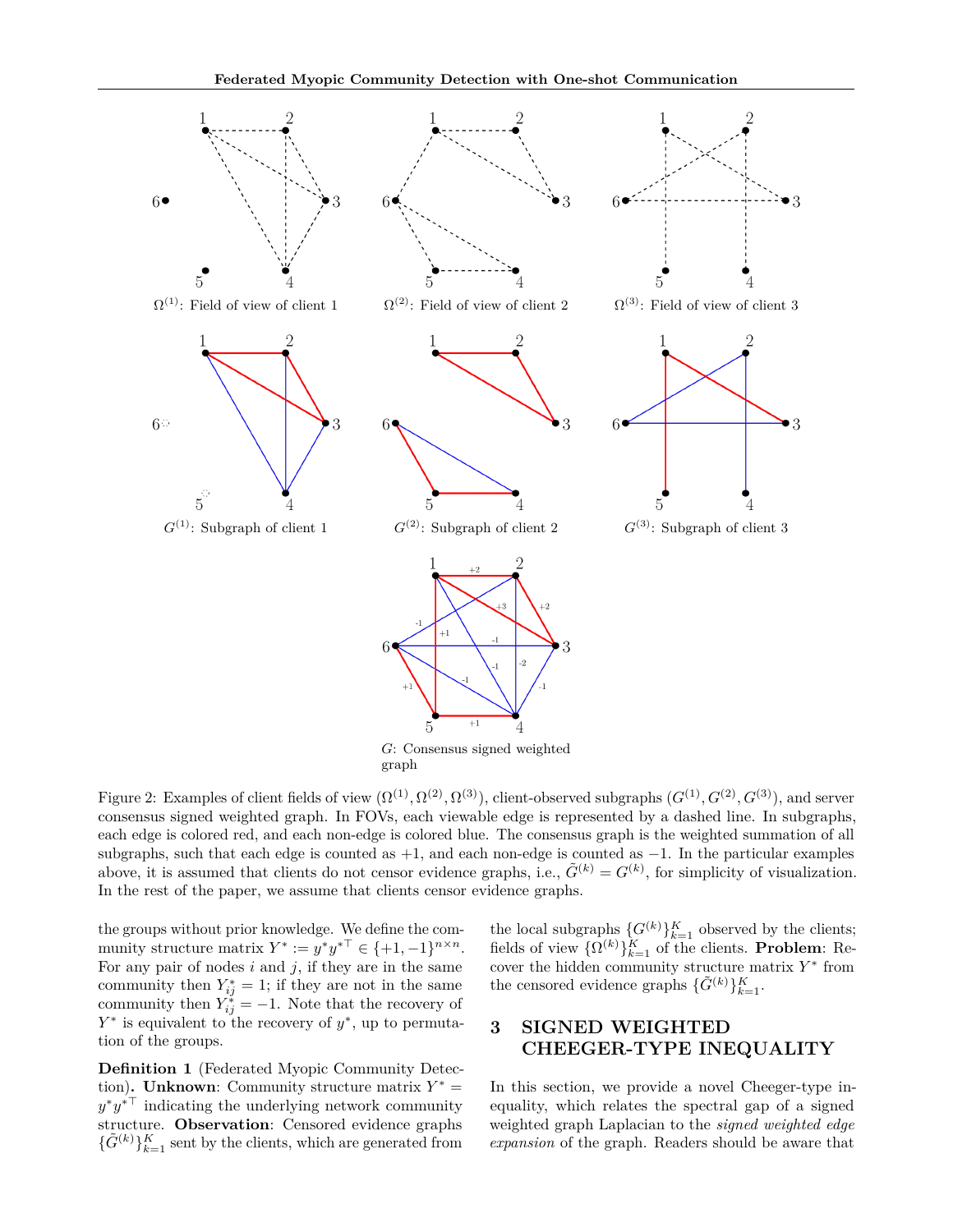Figure 2: Examples of client fields of view $(\Omega^{(1)}, \Omega^{(2)}, \Omega^{(3)})$, client-observed subgraphs $(G^{(1)}, G^{(2)}, G^{(3)})$, and server consensus signed weighted graph. In FOVs, each viewable edge is represented by a dashed line. In subgraphs, each edge is colored red, and each non-edge is colored blue. The consensus graph is the weighted summation of all subgraphs, such that each edge is counted as $+1$, and each non-edge is counted as $-1$. In the particular examples above, it is assumed that clients do not censor evidence graphs, i.e., $\tilde{G}^{(k)} = G^{(k)}$, for simplicity of visualization. In the rest of the paper, we assume that clients censor evidence graphs.

the groups without prior knowledge. We define the community structure matrix $Y^* := y^* {y^*}^\top \in \{+1, -1\}^{n \times n}$. For any pair of nodes $i$ and $j$, if they are in the same community then $Y^*_{ij} = 1$; if they are not in the same community then $Y^*_{ij} = -1$. Note that the recovery of $Y^*$ is equivalent to the recovery of $y^*$, up to permutation of the groups.

**Definition 1** (Federated Myopic Community Detection)**. Unknown**: Community structure matrix $Y^* = y^* {y^*}^\top$ indicating the underlying network community structure. **Observation**: Censored evidence graphs $\{\tilde{G}^{(k)}\}_{k=1}^K$ sent by the clients, which are generated from the local subgraphs $\{G^{(k)}\}_{k=1}^K$ observed by the clients; fields of view $\{\Omega^{(k)}\}_{k=1}^K$ of the clients. **Problem**: Recover the hidden community structure matrix $Y^*$ from the censored evidence graphs $\{\tilde{G}^{(k)}\}_{k=1}^K$.

## 3 SIGNED WEIGHTED CHEEGER-TYPE INEQUALITY

In this section, we provide a novel Cheeger-type inequality, which relates the spectral gap of a signed weighted graph Laplacian to the *signed weighted edge expansion* of the graph. Readers should be aware that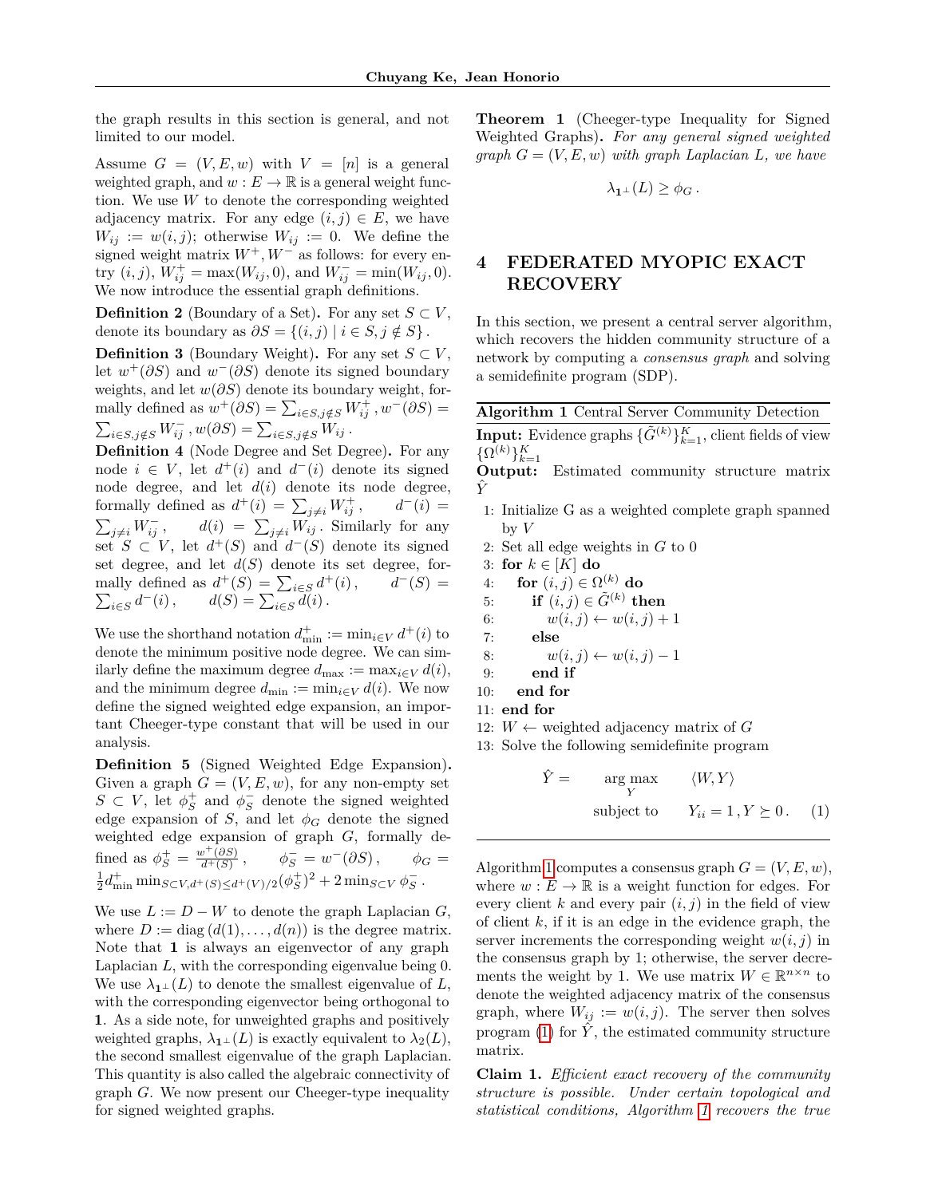the graph results in this section is general, and not limited to our model.

Assume $G = (V, E, w)$ with $V = [n]$ is a general weighted graph, and $w : E \to \mathbb{R}$ is a general weight function. We use $W$ to denote the corresponding weighted adjacency matrix. For any edge $(i, j) \in E$, we have $W_{ij} := w(i, j)$; otherwise $W_{ij} := 0$. We define the signed weight matrix $W^+, W^-$ as follows: for every entry $(i, j)$, $W^+_{ij} = \max(W_{ij}, 0)$, and $W^-_{ij} = \min(W_{ij}, 0)$. We now introduce the essential graph definitions.

**Definition 2** (Boundary of a Set)**.** For any set $S \subset V$, denote its boundary as $\partial S = \{(i, j) \mid i \in S, j \notin S\}$.

**Definition 3** (Boundary Weight)**.** For any set $S \subset V$, let $w^+(\partial S)$ and $w^-(\partial S)$ denote its signed boundary weights, and let $w(\partial S)$ denote its boundary weight, formally defined as $w^+(\partial S) = \sum_{i\in S, j\notin S} W^+_{ij}$, $w^-(\partial S) = \sum_{i\in S, j\notin S} W^-_{ij}$, $w(\partial S) = \sum_{i\in S, j\notin S} W_{ij}$.

**Definition 4** (Node Degree and Set Degree)**.** For any node $i \in V$, let $d^+(i)$ and $d^-(i)$ denote its signed node degree, and let $d(i)$ denote its node degree, formally defined as $d^+(i) = \sum_{j\neq i} W^+_{ij}$, $d^-(i) = \sum_{j\neq i} W^-_{ij}$, $d(i) = \sum_{j\neq i} W_{ij}$. Similarly for any set $S \subset V$, let $d^+(S)$ and $d^-(S)$ denote its signed set degree, and let $d(S)$ denote its set degree, formally defined as $d^+(S) = \sum_{i\in S} d^+(i)$, $d^-(S) = \sum_{i\in S} d^-(i)$, $d(S) = \sum_{i\in S} d(i)$.

We use the shorthand notation $d^+_{\min} := \min_{i\in V} d^+(i)$ to denote the minimum positive node degree. We can similarly define the maximum degree $d_{\max} := \max_{i\in V} d(i)$, and the minimum degree $d_{\min} := \min_{i\in V} d(i)$. We now define the signed weighted edge expansion, an important Cheeger-type constant that will be used in our analysis.

**Definition 5** (Signed Weighted Edge Expansion)**.** Given a graph $G = (V, E, w)$, for any non-empty set $S \subset V$, let $\phi^+_S$ and $\phi^-_S$ denote the signed weighted edge expansion of $S$, and let $\phi_G$ denote the signed weighted edge expansion of graph $G$, formally defined as $\phi^+_S = \frac{w^+(\partial S)}{d^+(S)}$, $\phi^-_S = w^-(\partial S)$, $\phi_G = \frac{1}{2} d^+_{\min} \min_{S\subset V, d^+(S)\leq d^+(V)/2} (\phi^+_S)^2 + 2 \min_{S\subset V} \phi^-_S$.

We use $L := D - W$ to denote the graph Laplacian $G$, where $D := \operatorname{diag}(d(1), \ldots, d(n))$ is the degree matrix. Note that $\mathbf{1}$ is always an eigenvector of any graph Laplacian $L$, with the corresponding eigenvalue being 0. We use $\lambda_{\mathbf{1}^\perp}(L)$ to denote the smallest eigenvalue of $L$, with the corresponding eigenvector being orthogonal to $\mathbf{1}$. As a side note, for unweighted graphs and positively weighted graphs, $\lambda_{\mathbf{1}^\perp}(L)$ is exactly equivalent to $\lambda_2(L)$, the second smallest eigenvalue of the graph Laplacian. This quantity is also called the algebraic connectivity of graph $G$. We now present our Cheeger-type inequality for signed weighted graphs.

**Theorem 1** (Cheeger-type Inequality for Signed Weighted Graphs)**.** *For any general signed weighted graph $G = (V, E, w)$ with graph Laplacian $L$, we have*

$$\lambda_{\mathbf{1}^\perp}(L) \geq \phi_G .$$

## 4 FEDERATED MYOPIC EXACT RECOVERY

In this section, we present a central server algorithm, which recovers the hidden community structure of a network by computing a *consensus graph* and solving a semidefinite program (SDP).

**Algorithm 1** Central Server Community Detection

**Input:** Evidence graphs $\{\tilde{G}^{(k)}\}_{k=1}^K$, client fields of view $\{\Omega^{(k)}\}_{k=1}^K$
**Output:** Estimated community structure matrix $\hat{Y}$

```
1:  Initialize G as a weighted complete graph spanned by V
2:  Set all edge weights in G to 0
3:  for k ∈ [K] do
4:      for (i, j) ∈ Ω^(k) do
5:          if (i, j) ∈ G̃^(k) then
6:              w(i, j) ← w(i, j) + 1
7:          else
8:              w(i, j) ← w(i, j) − 1
9:          end if
10:     end for
11: end for
12: W ← weighted adjacency matrix of G
13: Solve the following semidefinite program
```

$$\hat{Y} = \begin{array}{ll} \arg\max\limits_{Y} & \langle W, Y \rangle \\ \text{subject to} & Y_{ii} = 1, Y \succeq 0 . \end{array} \quad (1)$$

Algorithm 1 computes a consensus graph $G = (V, E, w)$, where $w : E \to \mathbb{R}$ is a weight function for edges. For every client $k$ and every pair $(i, j)$ in the field of view of client $k$, if it is an edge in the evidence graph, the server increments the corresponding weight $w(i, j)$ in the consensus graph by 1; otherwise, the server decrements the weight by 1. We use matrix $W \in \mathbb{R}^{n\times n}$ to denote the weighted adjacency matrix of the consensus graph, where $W_{ij} := w(i, j)$. The server then solves program (1) for $\hat{Y}$, the estimated community structure matrix.

**Claim 1.** *Efficient exact recovery of the community structure is possible. Under certain topological and statistical conditions, Algorithm 1 recovers the true*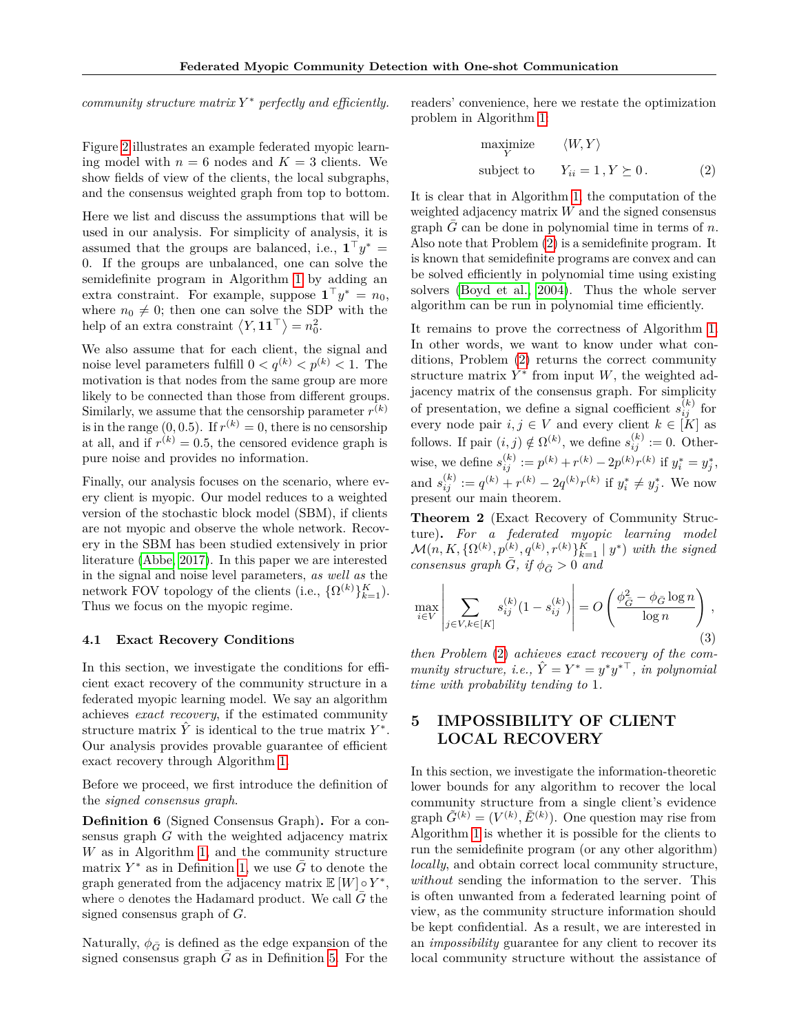*community structure matrix $Y^*$ perfectly and efficiently.*

Figure 2 illustrates an example federated myopic learning model with $n = 6$ nodes and $K = 3$ clients. We show fields of view of the clients, the local subgraphs, and the consensus weighted graph from top to bottom.

Here we list and discuss the assumptions that will be used in our analysis. For simplicity of analysis, it is assumed that the groups are balanced, i.e., $\mathbf{1}^\top y^* = 0$. If the groups are unbalanced, one can solve the semidefinite program in Algorithm 1 by adding an extra constraint. For example, suppose $\mathbf{1}^\top y^* = n_0$, where $n_0 \neq 0$; then one can solve the SDP with the help of an extra constraint $\langle Y, \mathbf{1}\mathbf{1}^\top \rangle = n_0^2$.

We also assume that for each client, the signal and noise level parameters fulfill $0 < q^{(k)} < p^{(k)} < 1$. The motivation is that nodes from the same group are more likely to be connected than those from different groups. Similarly, we assume that the censorship parameter $r^{(k)}$ is in the range $(0, 0.5)$. If $r^{(k)} = 0$, there is no censorship at all, and if $r^{(k)} = 0.5$, the censored evidence graph is pure noise and provides no information.

Finally, our analysis focuses on the scenario, where every client is myopic. Our model reduces to a weighted version of the stochastic block model (SBM), if clients are not myopic and observe the whole network. Recovery in the SBM has been studied extensively in prior literature (Abbe, 2017). In this paper we are interested in the signal and noise level parameters, *as well as* the network FOV topology of the clients (i.e., $\{\Omega^{(k)}\}_{k=1}^K$). Thus we focus on the myopic regime.

### 4.1 Exact Recovery Conditions

In this section, we investigate the conditions for efficient exact recovery of the community structure in a federated myopic learning model. We say an algorithm achieves *exact recovery*, if the estimated community structure matrix $\hat{Y}$ is identical to the true matrix $Y^*$. Our analysis provides provable guarantee of efficient exact recovery through Algorithm 1.

Before we proceed, we first introduce the definition of the *signed consensus graph*.

**Definition 6** (Signed Consensus Graph)**.** For a consensus graph $G$ with the weighted adjacency matrix $W$ as in Algorithm 1, and the community structure matrix $Y^*$ as in Definition 1, we use $\bar{G}$ to denote the graph generated from the adjacency matrix $\mathbb{E}[W] \circ Y^*$, where $\circ$ denotes the Hadamard product. We call $\bar{G}$ the signed consensus graph of $G$.

Naturally, $\phi_{\bar{G}}$ is defined as the edge expansion of the signed consensus graph $\bar{G}$ as in Definition 5. For the readers' convenience, here we restate the optimization problem in Algorithm 1:

$$
\begin{aligned}
\underset{Y}{\text{maximize}} \quad & \langle W, Y \rangle \\
\text{subject to} \quad & Y_{ii} = 1 \,, Y \succeq 0 \,.
\end{aligned} \tag{2}
$$

It is clear that in Algorithm 1, the computation of the weighted adjacency matrix $W$ and the signed consensus graph $\bar{G}$ can be done in polynomial time in terms of $n$. Also note that Problem (2) is a semidefinite program. It is known that semidefinite programs are convex and can be solved efficiently in polynomial time using existing solvers (Boyd et al., 2004). Thus the whole server algorithm can be run in polynomial time efficiently.

It remains to prove the correctness of Algorithm 1. In other words, we want to know under what conditions, Problem (2) returns the correct community structure matrix $Y^*$ from input $W$, the weighted adjacency matrix of the consensus graph. For simplicity of presentation, we define a signal coefficient $s_{ij}^{(k)}$ for every node pair $i, j \in V$ and every client $k \in [K]$ as follows. If pair $(i, j) \notin \Omega^{(k)}$, we define $s_{ij}^{(k)} := 0$. Otherwise, we define $s_{ij}^{(k)} := p^{(k)} + r^{(k)} - 2p^{(k)}r^{(k)}$ if $y_i^* = y_j^*$, and $s_{ij}^{(k)} := q^{(k)} + r^{(k)} - 2q^{(k)}r^{(k)}$ if $y_i^* \neq y_j^*$. We now present our main theorem.

**Theorem 2** (Exact Recovery of Community Structure)**.** *For a federated myopic learning model $\mathcal{M}(n, K, \{\Omega^{(k)}, p^{(k)}, q^{(k)}, r^{(k)}\}_{k=1}^K \mid y^*)$ with the signed consensus graph $\bar{G}$, if $\phi_{\bar{G}} > 0$ and*

$$
\max_{i \in V} \left| \sum_{j \in V, k \in [K]} s_{ij}^{(k)} (1 - s_{ij}^{(k)}) \right| = O\left( \frac{\phi_{\bar{G}}^2 - \phi_{\bar{G}} \log n}{\log n} \right) , \tag{3}
$$

*then Problem (2) achieves exact recovery of the community structure, i.e., $\hat{Y} = Y^* = y^* y^{*\top}$, in polynomial time with probability tending to 1.*

## 5 IMPOSSIBILITY OF CLIENT LOCAL RECOVERY

In this section, we investigate the information-theoretic lower bounds for any algorithm to recover the local community structure from a single client's evidence graph $\tilde{G}^{(k)} = (V^{(k)}, \tilde{E}^{(k)})$. One question may rise from Algorithm 1 is whether it is possible for the clients to run the semidefinite program (or any other algorithm) *locally*, and obtain correct local community structure, *without* sending the information to the server. This is often unwanted from a federated learning point of view, as the community structure information should be kept confidential. As a result, we are interested in an *impossibility* guarantee for any client to recover its local community structure without the assistance of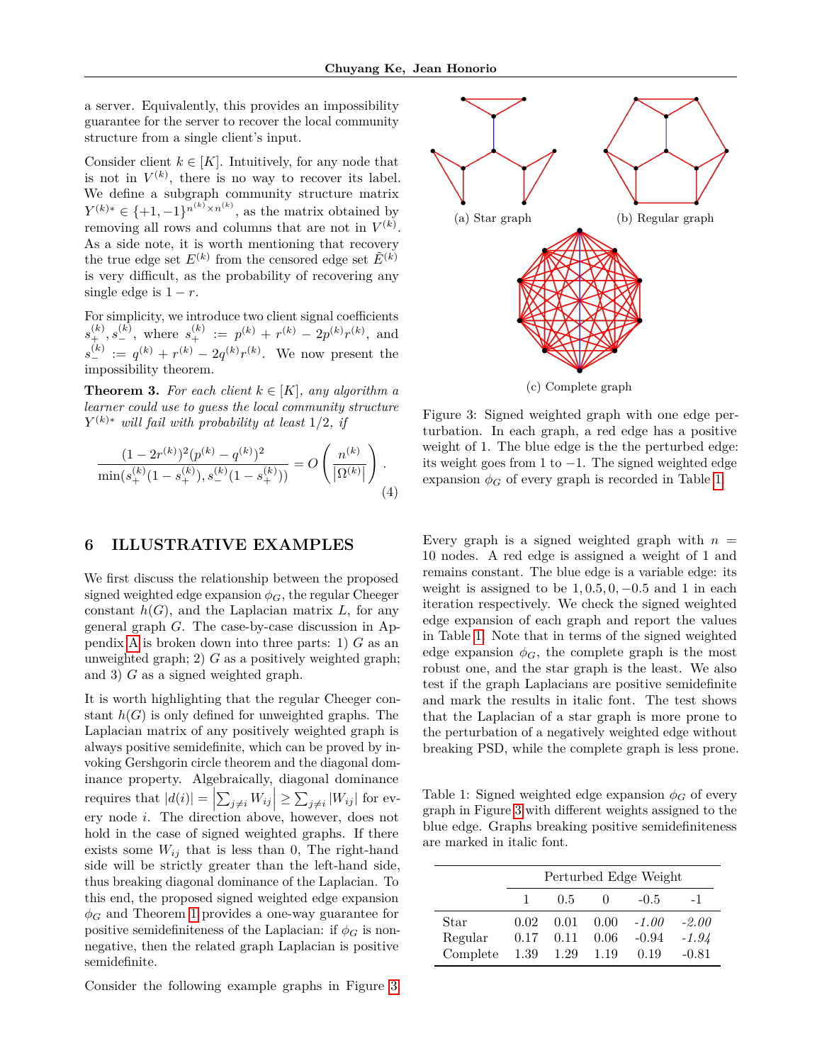a server. Equivalently, this provides an impossibility guarantee for the server to recover the local community structure from a single client's input.

Consider client $k \in [K]$. Intuitively, for any node that is not in $V^{(k)}$, there is no way to recover its label. We define a subgraph community structure matrix $Y^{(k)*} \in \{+1, -1\}^{n^{(k)} \times n^{(k)}}$, as the matrix obtained by removing all rows and columns that are not in $V^{(k)}$. As a side note, it is worth mentioning that recovery the true edge set $E^{(k)}$ from the censored edge set $\tilde{E}^{(k)}$ is very difficult, as the probability of recovering any single edge is $1 - r$.

For simplicity, we introduce two client signal coefficients $s_+^{(k)}, s_-^{(k)}$, where $s_+^{(k)} := p^{(k)} + r^{(k)} - 2p^{(k)}r^{(k)}$, and $s_-^{(k)} := q^{(k)} + r^{(k)} - 2q^{(k)}r^{(k)}$. We now present the impossibility theorem.

**Theorem 3.** *For each client $k \in [K]$, any algorithm a learner could use to guess the local community structure $Y^{(k)*}$ will fail with probability at least $1/2$, if*

$$\frac{(1-2r^{(k)})^2(p^{(k)}-q^{(k)})^2}{\min(s_+^{(k)}(1-s_+^{(k)}), s_-^{(k)}(1-s_+^{(k)}))} = O\left(\frac{n^{(k)}}{|\Omega^{(k)}|}\right). \tag{4}$$

## 6 ILLUSTRATIVE EXAMPLES

We first discuss the relationship between the proposed signed weighted edge expansion $\phi_G$, the regular Cheeger constant $h(G)$, and the Laplacian matrix $L$, for any general graph $G$. The case-by-case discussion in Appendix A is broken down into three parts: 1) $G$ as an unweighted graph; 2) $G$ as a positively weighted graph; and 3) $G$ as a signed weighted graph.

It is worth highlighting that the regular Cheeger constant $h(G)$ is only defined for unweighted graphs. The Laplacian matrix of any positively weighted graph is always positive semidefinite, which can be proved by invoking Gershgorin circle theorem and the diagonal dominance property. Algebraically, diagonal dominance requires that $|d(i)| = \left|\sum_{j\neq i} W_{ij}\right| \geq \sum_{j\neq i} |W_{ij}|$ for every node $i$. The direction above, however, does not hold in the case of signed weighted graphs. If there exists some $W_{ij}$ that is less than 0, The right-hand side will be strictly greater than the left-hand side, thus breaking diagonal dominance of the Laplacian. To this end, the proposed signed weighted edge expansion $\phi_G$ and Theorem 1 provides a one-way guarantee for positive semidefiniteness of the Laplacian: if $\phi_G$ is nonnegative, then the related graph Laplacian is positive semidefinite.

Consider the following example graphs in Figure 3

(a) Star graph

(b) Regular graph

(c) Complete graph

Figure 3: Signed weighted graph with one edge perturbation. In each graph, a red edge has a positive weight of 1. The blue edge is the the perturbed edge: its weight goes from 1 to $-1$. The signed weighted edge expansion $\phi_G$ of every graph is recorded in Table 1.

Every graph is a signed weighted graph with $n = 10$ nodes. A red edge is assigned a weight of 1 and remains constant. The blue edge is a variable edge: its weight is assigned to be $1, 0.5, 0, -0.5$ and 1 in each iteration respectively. We check the signed weighted edge expansion of each graph and report the values in Table 1. Note that in terms of the signed weighted edge expansion $\phi_G$, the complete graph is the most robust one, and the star graph is the least. We also test if the graph Laplacians are positive semidefinite and mark the results in italic font. The test shows that the Laplacian of a star graph is more prone to the perturbation of a negatively weighted edge without breaking PSD, while the complete graph is less prone.

Table 1: Signed weighted edge expansion $\phi_G$ of every graph in Figure 3 with different weights assigned to the blue edge. Graphs breaking positive semidefiniteness are marked in italic font.

| | Perturbed Edge Weight | | | | |
|---|---|---|---|---|---|
| | 1 | 0.5 | 0 | -0.5 | -1 |
| Star | 0.02 | 0.01 | 0.00 | *-1.00* | *-2.00* |
| Regular | 0.17 | 0.11 | 0.06 | -0.94 | *-1.94* |
| Complete | 1.39 | 1.29 | 1.19 | 0.19 | -0.81 |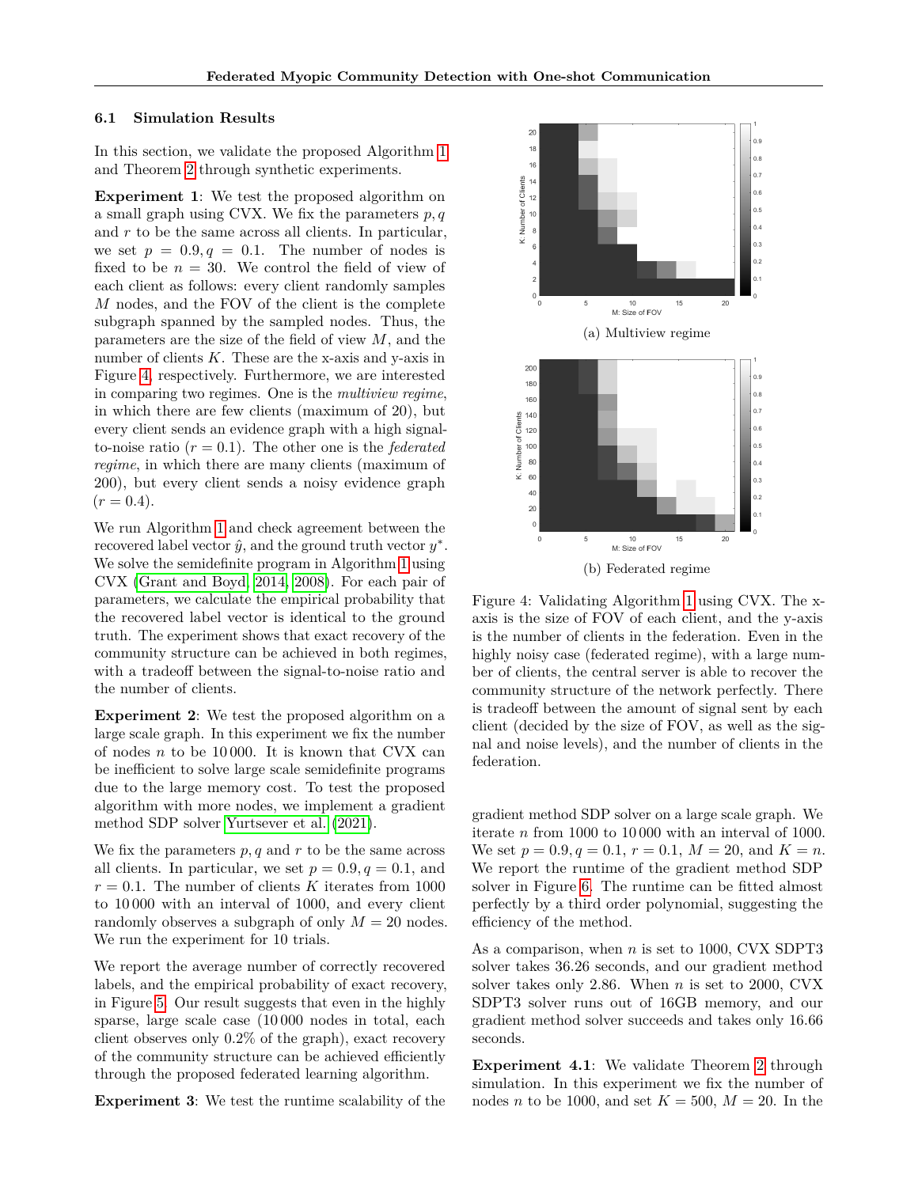### 6.1 Simulation Results

In this section, we validate the proposed Algorithm 1 and Theorem 2 through synthetic experiments.

**Experiment 1**: We test the proposed algorithm on a small graph using CVX. We fix the parameters $p, q$ and $r$ to be the same across all clients. In particular, we set $p = 0.9, q = 0.1$. The number of nodes is fixed to be $n = 30$. We control the field of view of each client as follows: every client randomly samples $M$ nodes, and the FOV of the client is the complete subgraph spanned by the sampled nodes. Thus, the parameters are the size of the field of view $M$, and the number of clients $K$. These are the x-axis and y-axis in Figure 4, respectively. Furthermore, we are interested in comparing two regimes. One is the *multiview regime*, in which there are few clients (maximum of 20), but every client sends an evidence graph with a high signal-to-noise ratio ($r = 0.1$). The other one is the *federated regime*, in which there are many clients (maximum of 200), but every client sends a noisy evidence graph ($r = 0.4$).

We run Algorithm 1 and check agreement between the recovered label vector $\hat{y}$, and the ground truth vector $y^*$. We solve the semidefinite program in Algorithm 1 using CVX (Grant and Boyd, 2014, 2008). For each pair of parameters, we calculate the empirical probability that the recovered label vector is identical to the ground truth. The experiment shows that exact recovery of the community structure can be achieved in both regimes, with a tradeoff between the signal-to-noise ratio and the number of clients.

**Experiment 2**: We test the proposed algorithm on a large scale graph. In this experiment we fix the number of nodes $n$ to be 10 000. It is known that CVX can be inefficient to solve large scale semidefinite programs due to the large memory cost. To test the proposed algorithm with more nodes, we implement a gradient method SDP solver Yurtsever et al. (2021).

We fix the parameters $p, q$ and $r$ to be the same across all clients. In particular, we set $p = 0.9, q = 0.1$, and $r = 0.1$. The number of clients $K$ iterates from 1000 to 10 000 with an interval of 1000, and every client randomly observes a subgraph of only $M = 20$ nodes. We run the experiment for 10 trials.

We report the average number of correctly recovered labels, and the empirical probability of exact recovery, in Figure 5. Our result suggests that even in the highly sparse, large scale case (10 000 nodes in total, each client observes only 0.2% of the graph), exact recovery of the community structure can be achieved efficiently through the proposed federated learning algorithm.

**Experiment 3**: We test the runtime scalability of the gradient method SDP solver on a large scale graph. We iterate $n$ from 1000 to 10 000 with an interval of 1000. We set $p = 0.9, q = 0.1, r = 0.1, M = 20$, and $K = n$. We report the runtime of the gradient method SDP solver in Figure 6. The runtime can be fitted almost perfectly by a third order polynomial, suggesting the efficiency of the method.

(a) Multiview regime

(b) Federated regime

Figure 4: Validating Algorithm 1 using CVX. The x-axis is the size of FOV of each client, and the y-axis is the number of clients in the federation. Even in the highly noisy case (federated regime), with a large number of clients, the central server is able to recover the community structure of the network perfectly. There is tradeoff between the amount of signal sent by each client (decided by the size of FOV, as well as the signal and noise levels), and the number of clients in the federation.

As a comparison, when $n$ is set to 1000, CVX SDPT3 solver takes 36.26 seconds, and our gradient method solver takes only 2.86. When $n$ is set to 2000, CVX SDPT3 solver runs out of 16GB memory, and our gradient method solver succeeds and takes only 16.66 seconds.

**Experiment 4.1**: We validate Theorem 2 through simulation. In this experiment we fix the number of nodes $n$ to be 1000, and set $K = 500$, $M = 20$. In the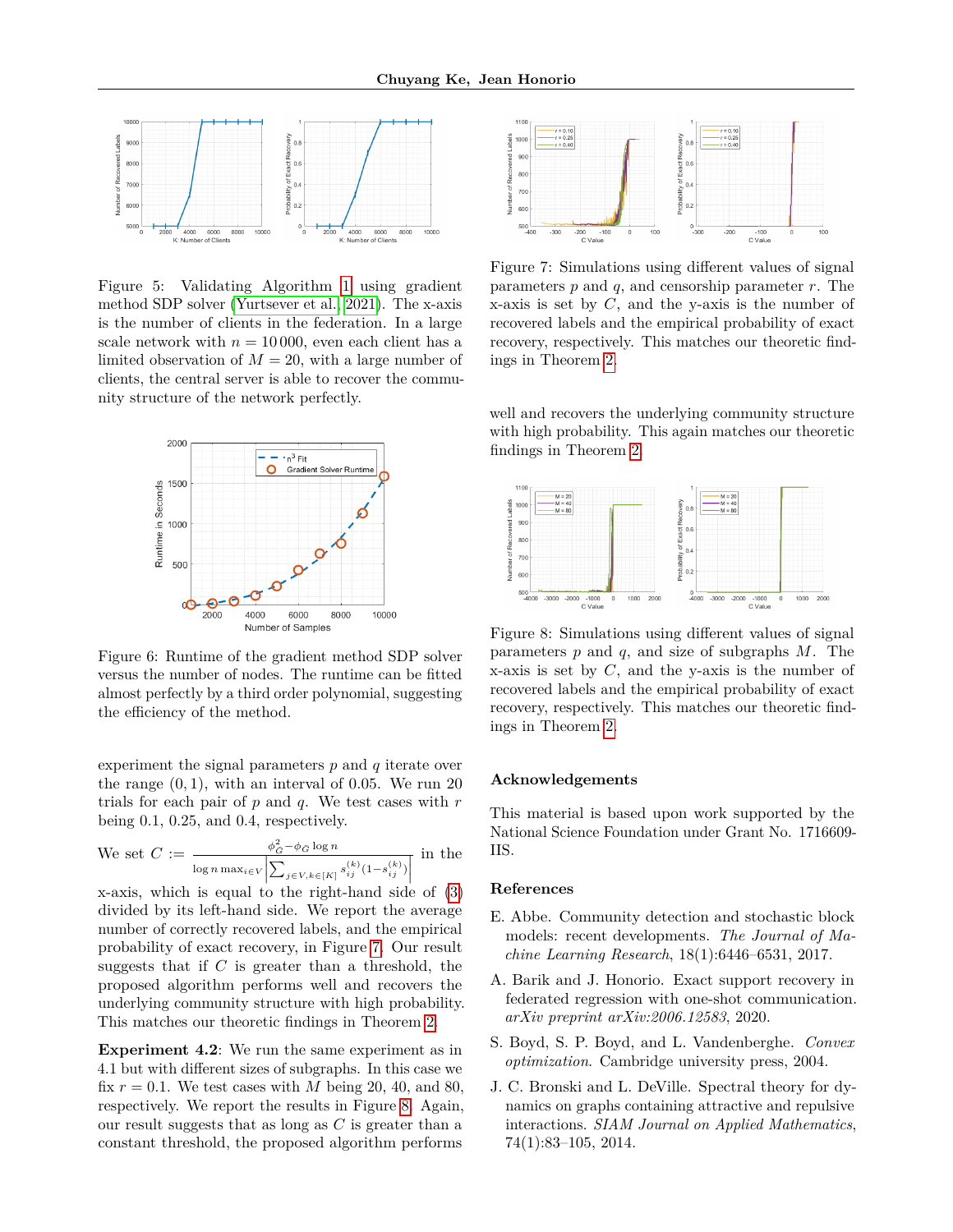Figure 5: Validating Algorithm 1 using gradient method SDP solver (Yurtsever et al., 2021). The x-axis is the number of clients in the federation. In a large scale network with $n = 10\,000$, even each client has a limited observation of $M = 20$, with a large number of clients, the central server is able to recover the community structure of the network perfectly.

Figure 6: Runtime of the gradient method SDP solver versus the number of nodes. The runtime can be fitted almost perfectly by a third order polynomial, suggesting the efficiency of the method.

experiment the signal parameters $p$ and $q$ iterate over the range $(0, 1)$, with an interval of 0.05. We run 20 trials for each pair of $p$ and $q$. We test cases with $r$ being 0.1, 0.25, and 0.4, respectively.

We set $C := \frac{\phi_G^2 - \phi_G \log n}{\log n \max_{i \in V} \left| \sum_{j \in V, k \in [K]} s_{ij}^{(k)} (1 - s_{ij}^{(k)}) \right|}$ in the x-axis, which is equal to the right-hand side of (3) divided by its left-hand side. We report the average number of correctly recovered labels, and the empirical probability of exact recovery, in Figure 7. Our result suggests that if $C$ is greater than a threshold, the proposed algorithm performs well and recovers the underlying community structure with high probability. This matches our theoretic findings in Theorem 2.

**Experiment 4.2**: We run the same experiment as in 4.1 but with different sizes of subgraphs. In this case we fix $r = 0.1$. We test cases with $M$ being 20, 40, and 80, respectively. We report the results in Figure 8. Again, our result suggests that as long as $C$ is greater than a constant threshold, the proposed algorithm performs well and recovers the underlying community structure with high probability. This again matches our theoretic findings in Theorem 2.

Figure 7: Simulations using different values of signal parameters $p$ and $q$, and censorship parameter $r$. The x-axis is set by $C$, and the y-axis is the number of recovered labels and the empirical probability of exact recovery, respectively. This matches our theoretic findings in Theorem 2.

Figure 8: Simulations using different values of signal parameters $p$ and $q$, and size of subgraphs $M$. The x-axis is set by $C$, and the y-axis is the number of recovered labels and the empirical probability of exact recovery, respectively. This matches our theoretic findings in Theorem 2.

## Acknowledgements

This material is based upon work supported by the National Science Foundation under Grant No. 1716609-IIS.

## References

E. Abbe. Community detection and stochastic block models: recent developments. *The Journal of Machine Learning Research*, 18(1):6446–6531, 2017.

A. Barik and J. Honorio. Exact support recovery in federated regression with one-shot communication. *arXiv preprint arXiv:2006.12583*, 2020.

S. Boyd, S. P. Boyd, and L. Vandenberghe. *Convex optimization*. Cambridge university press, 2004.

J. C. Bronski and L. DeVille. Spectral theory for dynamics on graphs containing attractive and repulsive interactions. *SIAM Journal on Applied Mathematics*, 74(1):83–105, 2014.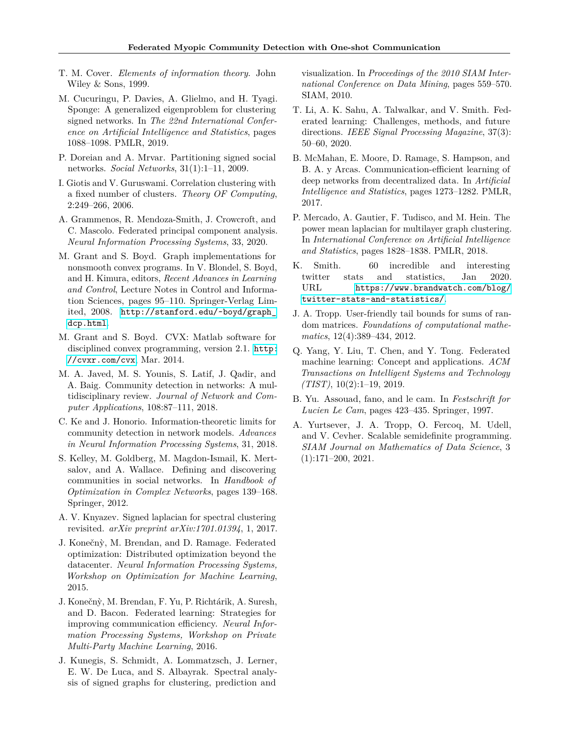T. M. Cover. *Elements of information theory*. John Wiley & Sons, 1999.

M. Cucuringu, P. Davies, A. Glielmo, and H. Tyagi. Sponge: A generalized eigenproblem for clustering signed networks. In *The 22nd International Conference on Artificial Intelligence and Statistics*, pages 1088–1098. PMLR, 2019.

P. Doreian and A. Mrvar. Partitioning signed social networks. *Social Networks*, 31(1):1–11, 2009.

I. Giotis and V. Guruswami. Correlation clustering with a fixed number of clusters. *Theory OF Computing*, 2:249–266, 2006.

A. Grammenos, R. Mendoza-Smith, J. Crowcroft, and C. Mascolo. Federated principal component analysis. *Neural Information Processing Systems*, 33, 2020.

M. Grant and S. Boyd. Graph implementations for nonsmooth convex programs. In V. Blondel, S. Boyd, and H. Kimura, editors, *Recent Advances in Learning and Control*, Lecture Notes in Control and Information Sciences, pages 95–110. Springer-Verlag Limited, 2008. http://stanford.edu/~boyd/graph_dcp.html.

M. Grant and S. Boyd. CVX: Matlab software for disciplined convex programming, version 2.1. http://cvxr.com/cvx, Mar. 2014.

M. A. Javed, M. S. Younis, S. Latif, J. Qadir, and A. Baig. Community detection in networks: A multidisciplinary review. *Journal of Network and Computer Applications*, 108:87–111, 2018.

C. Ke and J. Honorio. Information-theoretic limits for community detection in network models. *Advances in Neural Information Processing Systems*, 31, 2018.

S. Kelley, M. Goldberg, M. Magdon-Ismail, K. Mertsalov, and A. Wallace. Defining and discovering communities in social networks. In *Handbook of Optimization in Complex Networks*, pages 139–168. Springer, 2012.

A. V. Knyazev. Signed laplacian for spectral clustering revisited. *arXiv preprint arXiv:1701.01394*, 1, 2017.

J. Konečnỳ, M. Brendan, and D. Ramage. Federated optimization: Distributed optimization beyond the datacenter. *Neural Information Processing Systems, Workshop on Optimization for Machine Learning*, 2015.

J. Konečnỳ, M. Brendan, F. Yu, P. Richtárik, A. Suresh, and D. Bacon. Federated learning: Strategies for improving communication efficiency. *Neural Information Processing Systems, Workshop on Private Multi-Party Machine Learning*, 2016.

J. Kunegis, S. Schmidt, A. Lommatzsch, J. Lerner, E. W. De Luca, and S. Albayrak. Spectral analysis of signed graphs for clustering, prediction and visualization. In *Proceedings of the 2010 SIAM International Conference on Data Mining*, pages 559–570. SIAM, 2010.

T. Li, A. K. Sahu, A. Talwalkar, and V. Smith. Federated learning: Challenges, methods, and future directions. *IEEE Signal Processing Magazine*, 37(3): 50–60, 2020.

B. McMahan, E. Moore, D. Ramage, S. Hampson, and B. A. y Arcas. Communication-efficient learning of deep networks from decentralized data. In *Artificial Intelligence and Statistics*, pages 1273–1282. PMLR, 2017.

P. Mercado, A. Gautier, F. Tudisco, and M. Hein. The power mean laplacian for multilayer graph clustering. In *International Conference on Artificial Intelligence and Statistics*, pages 1828–1838. PMLR, 2018.

K. Smith. 60 incredible and interesting twitter stats and statistics, Jan 2020. URL https://www.brandwatch.com/blog/twitter-stats-and-statistics/.

J. A. Tropp. User-friendly tail bounds for sums of random matrices. *Foundations of computational mathematics*, 12(4):389–434, 2012.

Q. Yang, Y. Liu, T. Chen, and Y. Tong. Federated machine learning: Concept and applications. *ACM Transactions on Intelligent Systems and Technology (TIST)*, 10(2):1–19, 2019.

B. Yu. Assouad, fano, and le cam. In *Festschrift for Lucien Le Cam*, pages 423–435. Springer, 1997.

A. Yurtsever, J. A. Tropp, O. Fercoq, M. Udell, and V. Cevher. Scalable semidefinite programming. *SIAM Journal on Mathematics of Data Science*, 3 (1):171–200, 2021.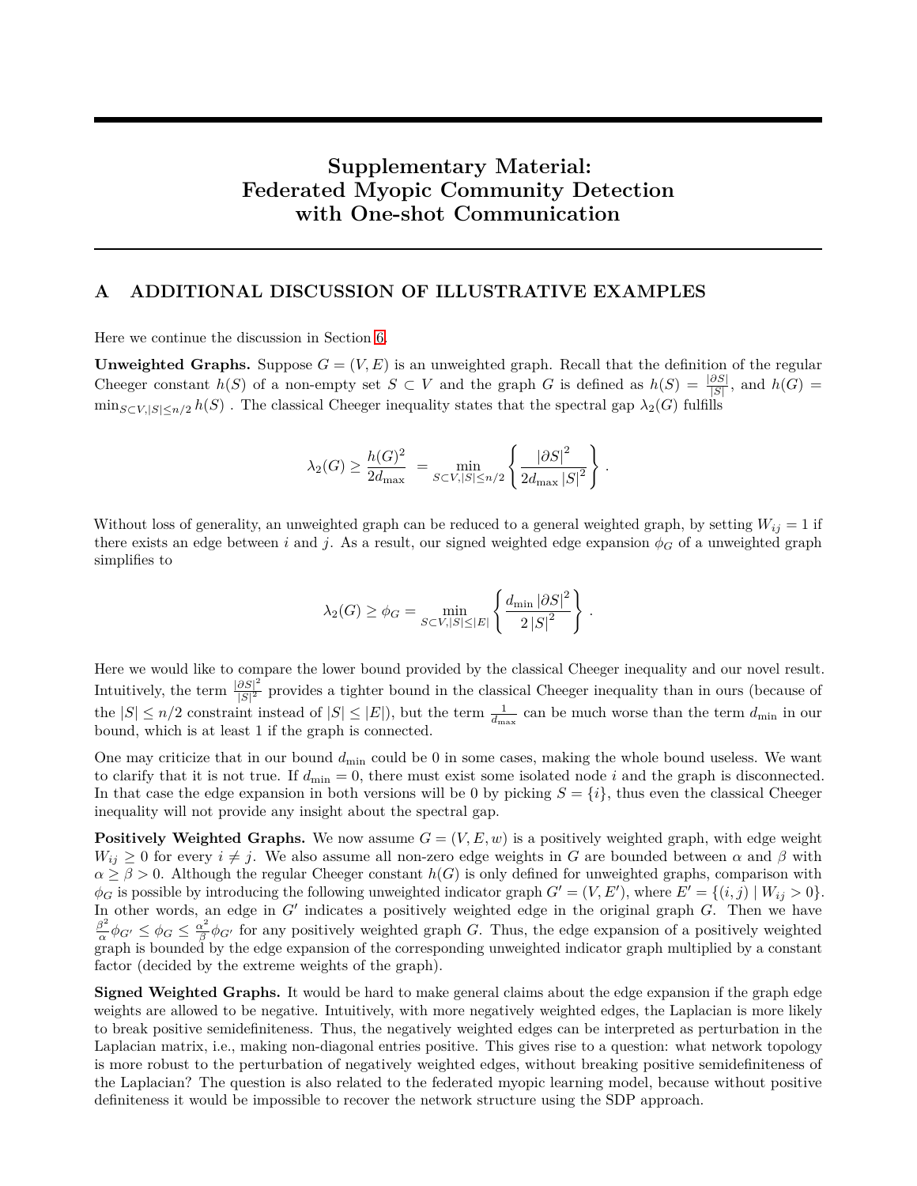# Supplementary Material: Federated Myopic Community Detection with One-shot Communication

## A ADDITIONAL DISCUSSION OF ILLUSTRATIVE EXAMPLES

Here we continue the discussion in Section 6.

**Unweighted Graphs.** Suppose $G = (V, E)$ is an unweighted graph. Recall that the definition of the regular Cheeger constant $h(S)$ of a non-empty set $S \subset V$ and the graph $G$ is defined as $h(S) = \frac{|\partial S|}{|S|}$, and $h(G) = \min_{S \subset V, |S| \leq n/2} h(S)$ . The classical Cheeger inequality states that the spectral gap $\lambda_2(G)$ fulfills

$$\lambda_2(G) \geq \frac{h(G)^2}{2d_{\max}} = \min_{S \subset V, |S| \leq n/2} \left\{ \frac{|\partial S|^2}{2d_{\max} |S|^2} \right\} .$$

Without loss of generality, an unweighted graph can be reduced to a general weighted graph, by setting $W_{ij} = 1$ if there exists an edge between $i$ and $j$. As a result, our signed weighted edge expansion $\phi_G$ of a unweighted graph simplifies to

$$\lambda_2(G) \geq \phi_G = \min_{S \subset V, |S| \leq |E|} \left\{ \frac{d_{\min} |\partial S|^2}{2 |S|^2} \right\} .$$

Here we would like to compare the lower bound provided by the classical Cheeger inequality and our novel result. Intuitively, the term $\frac{|\partial S|^2}{|S|^2}$ provides a tighter bound in the classical Cheeger inequality than in ours (because of the $|S| \leq n/2$ constraint instead of $|S| \leq |E|$), but the term $\frac{1}{d_{\max}}$ can be much worse than the term $d_{\min}$ in our bound, which is at least 1 if the graph is connected.

One may criticize that in our bound $d_{\min}$ could be 0 in some cases, making the whole bound useless. We want to clarify that it is not true. If $d_{\min} = 0$, there must exist some isolated node $i$ and the graph is disconnected. In that case the edge expansion in both versions will be 0 by picking $S = \{i\}$, thus even the classical Cheeger inequality will not provide any insight about the spectral gap.

**Positively Weighted Graphs.** We now assume $G = (V, E, w)$ is a positively weighted graph, with edge weight $W_{ij} \geq 0$ for every $i \neq j$. We also assume all non-zero edge weights in $G$ are bounded between $\alpha$ and $\beta$ with $\alpha \geq \beta > 0$. Although the regular Cheeger constant $h(G)$ is only defined for unweighted graphs, comparison with $\phi_G$ is possible by introducing the following unweighted indicator graph $G' = (V, E')$, where $E' = \{(i,j) \mid W_{ij} > 0\}$. In other words, an edge in $G'$ indicates a positively weighted edge in the original graph $G$. Then we have $\frac{\beta^2}{\alpha}\phi_{G'} \leq \phi_G \leq \frac{\alpha^2}{\beta}\phi_{G'}$ for any positively weighted graph $G$. Thus, the edge expansion of a positively weighted graph is bounded by the edge expansion of the corresponding unweighted indicator graph multiplied by a constant factor (decided by the extreme weights of the graph).

**Signed Weighted Graphs.** It would be hard to make general claims about the edge expansion if the graph edge weights are allowed to be negative. Intuitively, with more negatively weighted edges, the Laplacian is more likely to break positive semidefiniteness. Thus, the negatively weighted edges can be interpreted as perturbation in the Laplacian matrix, i.e., making non-diagonal entries positive. This gives rise to a question: what network topology is more robust to the perturbation of negatively weighted edges, without breaking positive semidefiniteness of the Laplacian? The question is also related to the federated myopic learning model, because without positive definiteness it would be impossible to recover the network structure using the SDP approach.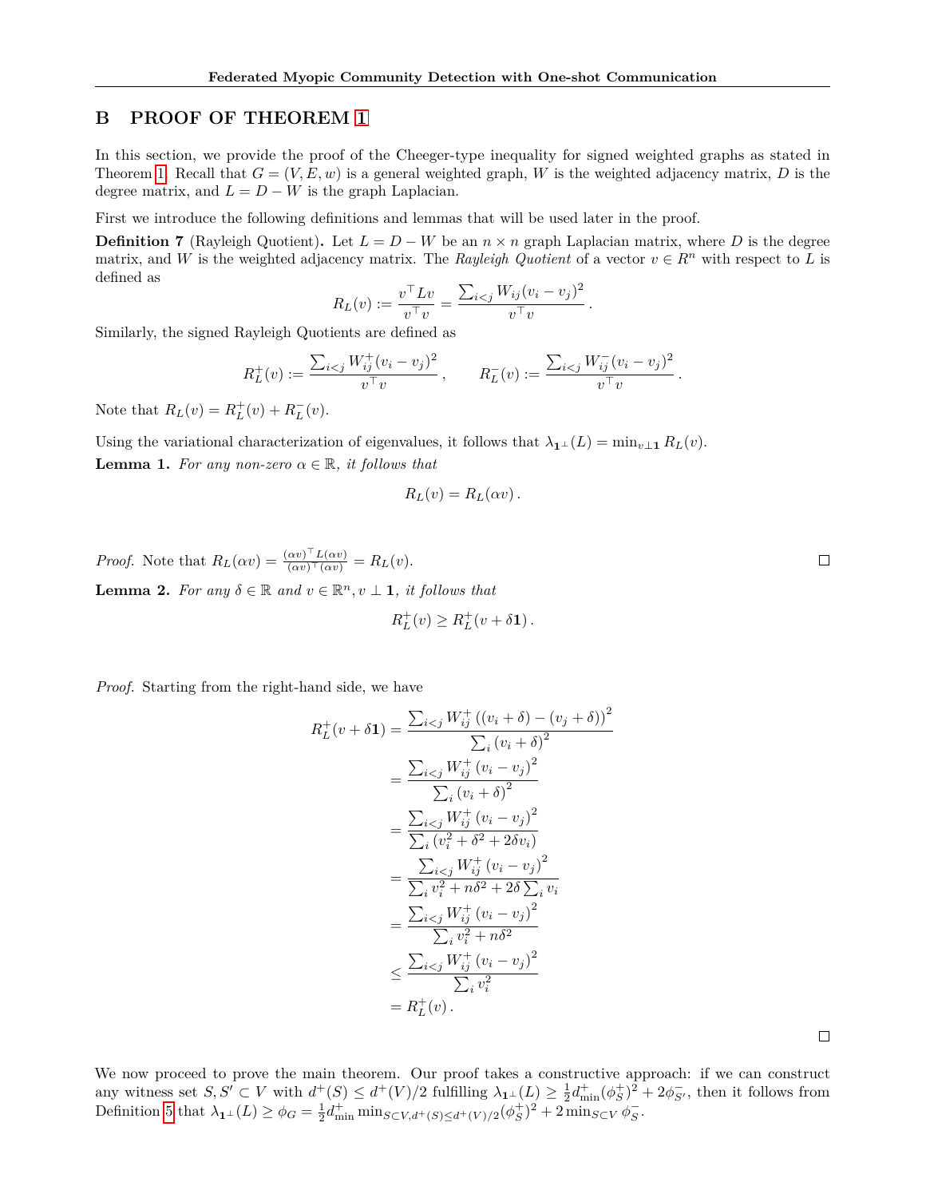## B PROOF OF THEOREM 1

In this section, we provide the proof of the Cheeger-type inequality for signed weighted graphs as stated in Theorem 1. Recall that $G = (V, E, w)$ is a general weighted graph, $W$ is the weighted adjacency matrix, $D$ is the degree matrix, and $L = D - W$ is the graph Laplacian.

First we introduce the following definitions and lemmas that will be used later in the proof.

**Definition 7** (Rayleigh Quotient)**.** Let $L = D - W$ be an $n \times n$ graph Laplacian matrix, where $D$ is the degree matrix, and $W$ is the weighted adjacency matrix. The *Rayleigh Quotient* of a vector $v \in R^n$ with respect to $L$ is defined as

$$R_L(v) := \frac{v^\top L v}{v^\top v} = \frac{\sum_{i<j} W_{ij}(v_i - v_j)^2}{v^\top v}\,.$$

Similarly, the signed Rayleigh Quotients are defined as

$$R_L^+(v) := \frac{\sum_{i<j} W_{ij}^+(v_i - v_j)^2}{v^\top v}\,, \qquad R_L^-(v) := \frac{\sum_{i<j} W_{ij}^-(v_i - v_j)^2}{v^\top v}\,.$$

Note that $R_L(v) = R_L^+(v) + R_L^-(v)$.

Using the variational characterization of eigenvalues, it follows that $\lambda_{\mathbf{1}^\perp}(L) = \min_{v \perp \mathbf{1}} R_L(v)$.

**Lemma 1.** *For any non-zero $\alpha \in \mathbb{R}$, it follows that*

$$R_L(v) = R_L(\alpha v)\,.$$

*Proof.* Note that $R_L(\alpha v) = \frac{(\alpha v)^\top L(\alpha v)}{(\alpha v)^\top (\alpha v)} = R_L(v)$. □

**Lemma 2.** *For any $\delta \in \mathbb{R}$ and $v \in \mathbb{R}^n, v \perp \mathbf{1}$, it follows that*

$$R_L^+(v) \geq R_L^+(v + \delta \mathbf{1})\,.$$

*Proof.* Starting from the right-hand side, we have

$$\begin{aligned}
R_L^+(v + \delta\mathbf{1}) &= \frac{\sum_{i<j} W_{ij}^+ \left((v_i + \delta) - (v_j + \delta)\right)^2}{\sum_i (v_i + \delta)^2} \\
&= \frac{\sum_{i<j} W_{ij}^+ \left(v_i - v_j\right)^2}{\sum_i (v_i + \delta)^2} \\
&= \frac{\sum_{i<j} W_{ij}^+ \left(v_i - v_j\right)^2}{\sum_i (v_i^2 + \delta^2 + 2\delta v_i)} \\
&= \frac{\sum_{i<j} W_{ij}^+ \left(v_i - v_j\right)^2}{\sum_i v_i^2 + n\delta^2 + 2\delta \sum_i v_i} \\
&= \frac{\sum_{i<j} W_{ij}^+ \left(v_i - v_j\right)^2}{\sum_i v_i^2 + n\delta^2} \\
&\leq \frac{\sum_{i<j} W_{ij}^+ \left(v_i - v_j\right)^2}{\sum_i v_i^2} \\
&= R_L^+(v)\,.
\end{aligned}$$

□

We now proceed to prove the main theorem. Our proof takes a constructive approach: if we can construct any witness set $S, S' \subset V$ with $d^+(S) \leq d^+(V)/2$ fulfilling $\lambda_{\mathbf{1}^\perp}(L) \geq \frac{1}{2} d_{\min}^+ (\phi_S^+)^2 + 2\phi_{S'}^-$, then it follows from Definition 5 that $\lambda_{\mathbf{1}^\perp}(L) \geq \phi_G = \frac{1}{2} d_{\min}^+ \min_{S \subset V, d^+(S) \leq d^+(V)/2} (\phi_S^+)^2 + 2 \min_{S \subset V} \phi_S^-$.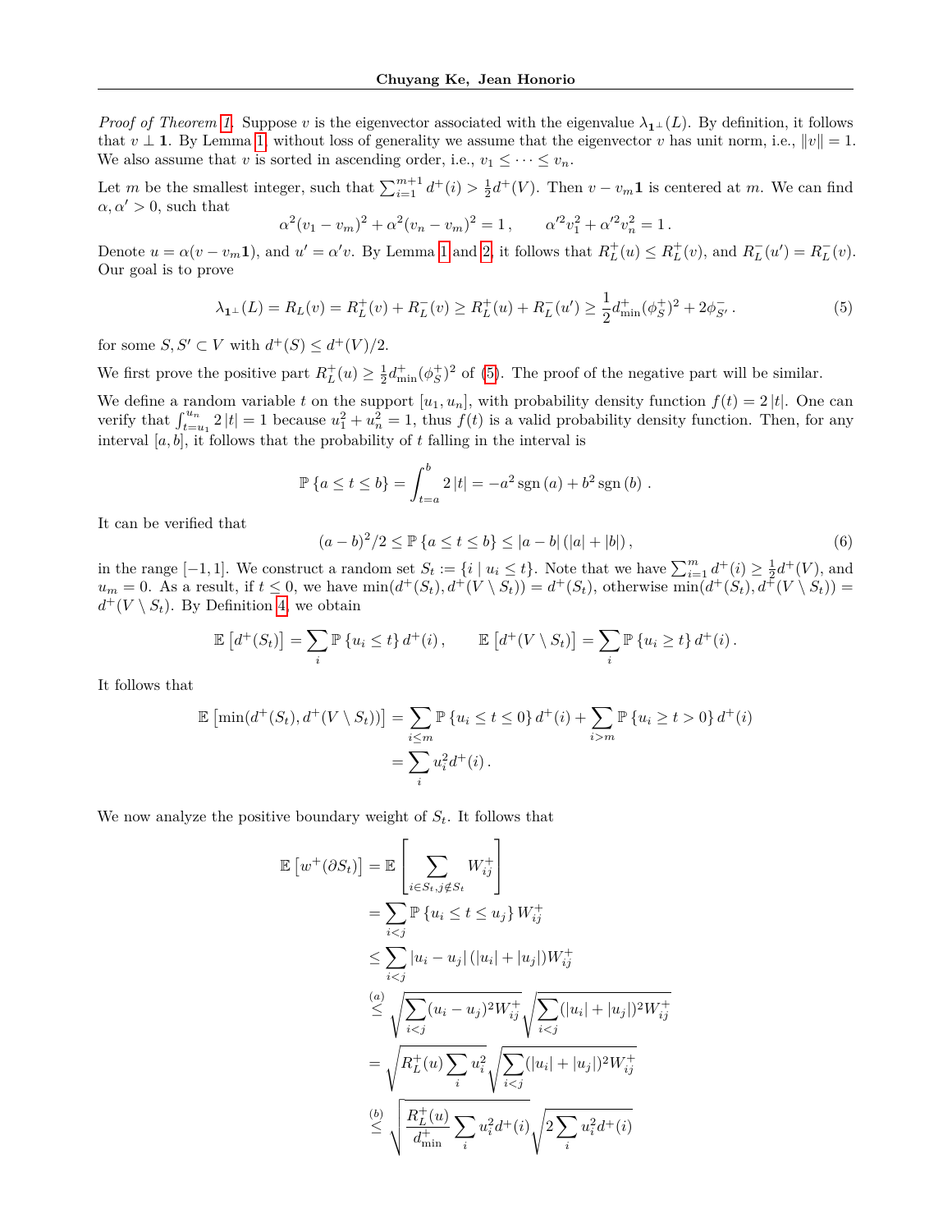*Proof of Theorem 1.* Suppose $v$ is the eigenvector associated with the eigenvalue $\lambda_{\mathbf{1}^\perp}(L)$. By definition, it follows that $v \perp \mathbf{1}$. By Lemma 1, without loss of generality we assume that the eigenvector $v$ has unit norm, i.e., $\|v\| = 1$. We also assume that $v$ is sorted in ascending order, i.e., $v_1 \leq \cdots \leq v_n$.

Let $m$ be the smallest integer, such that $\sum_{i=1}^{m+1} d^+(i) > \frac{1}{2} d^+(V)$. Then $v - v_m\mathbf{1}$ is centered at $m$. We can find $\alpha, \alpha' > 0$, such that

$$\alpha^2(v_1 - v_m)^2 + \alpha^2(v_n - v_m)^2 = 1\,, \qquad \alpha'^2 v_1^2 + \alpha'^2 v_n^2 = 1\,.$$

Denote $u = \alpha(v - v_m\mathbf{1})$, and $u' = \alpha' v$. By Lemma 1 and 2, it follows that $R_L^+(u) \leq R_L^+(v)$, and $R_L^-(u') = R_L^-(v)$. Our goal is to prove

$$\lambda_{\mathbf{1}^\perp}(L) = R_L(v) = R_L^+(v) + R_L^-(v) \geq R_L^+(u) + R_L^-(u') \geq \frac{1}{2} d^+_{\min}(\phi_S^+)^2 + 2\phi_{S'}^-\,. \tag{5}$$

for some $S, S' \subset V$ with $d^+(S) \leq d^+(V)/2$.

We first prove the positive part $R_L^+(u) \geq \frac{1}{2} d^+_{\min}(\phi_S^+)^2$ of (5). The proof of the negative part will be similar.

We define a random variable $t$ on the support $[u_1, u_n]$, with probability density function $f(t) = 2\,|t|$. One can verify that $\int_{t=u_1}^{u_n} 2\,|t| = 1$ because $u_1^2 + u_n^2 = 1$, thus $f(t)$ is a valid probability density function. Then, for any interval $[a, b]$, it follows that the probability of $t$ falling in the interval is

$$\mathbb{P}\left\{a \leq t \leq b\right\} = \int_{t=a}^{b} 2\,|t| = -a^2 \operatorname{sgn}(a) + b^2 \operatorname{sgn}(b)\,.$$

It can be verified that

$$(a-b)^2/2 \leq \mathbb{P}\left\{a \leq t \leq b\right\} \leq |a - b|\,(|a| + |b|)\,, \tag{6}$$

in the range $[-1, 1]$. We construct a random set $S_t := \{i \mid u_i \leq t\}$. Note that we have $\sum_{i=1}^{m} d^+(i) \geq \frac{1}{2} d^+(V)$, and $u_m = 0$. As a result, if $t \leq 0$, we have $\min(d^+(S_t), d^+(V \setminus S_t)) = d^+(S_t)$, otherwise $\min(d^+(S_t), d^+(V \setminus S_t)) = d^+(V \setminus S_t)$. By Definition 4, we obtain

$$\mathbb{E}\left[d^+(S_t)\right] = \sum_i \mathbb{P}\left\{u_i \leq t\right\} d^+(i)\,, \qquad \mathbb{E}\left[d^+(V \setminus S_t)\right] = \sum_i \mathbb{P}\left\{u_i \geq t\right\} d^+(i)\,.$$

It follows that

$$\begin{aligned}
\mathbb{E}\left[\min(d^+(S_t), d^+(V \setminus S_t))\right] &= \sum_{i \leq m} \mathbb{P}\left\{u_i \leq t \leq 0\right\} d^+(i) + \sum_{i > m} \mathbb{P}\left\{u_i \geq t > 0\right\} d^+(i) \\
&= \sum_i u_i^2 d^+(i)\,.
\end{aligned}$$

We now analyze the positive boundary weight of $S_t$. It follows that

$$\begin{aligned}
\mathbb{E}\left[w^+(\partial S_t)\right] &= \mathbb{E}\left[\sum_{i \in S_t, j \notin S_t} W_{ij}^+\right] \\
&= \sum_{i<j} \mathbb{P}\left\{u_i \leq t \leq u_j\right\} W_{ij}^+ \\
&\leq \sum_{i<j} |u_i - u_j|\,(|u_i| + |u_j|) W_{ij}^+ \\
&\overset{(a)}{\leq} \sqrt{\sum_{i<j} (u_i - u_j)^2 W_{ij}^+} \sqrt{\sum_{i<j} (|u_i| + |u_j|)^2 W_{ij}^+} \\
&= \sqrt{R_L^+(u) \sum_i u_i^2} \sqrt{\sum_{i<j} (|u_i| + |u_j|)^2 W_{ij}^+} \\
&\overset{(b)}{\leq} \sqrt{\frac{R_L^+(u)}{d^+_{\min}} \sum_i u_i^2 d^+(i)} \sqrt{2 \sum_i u_i^2 d^+(i)}
\end{aligned}$$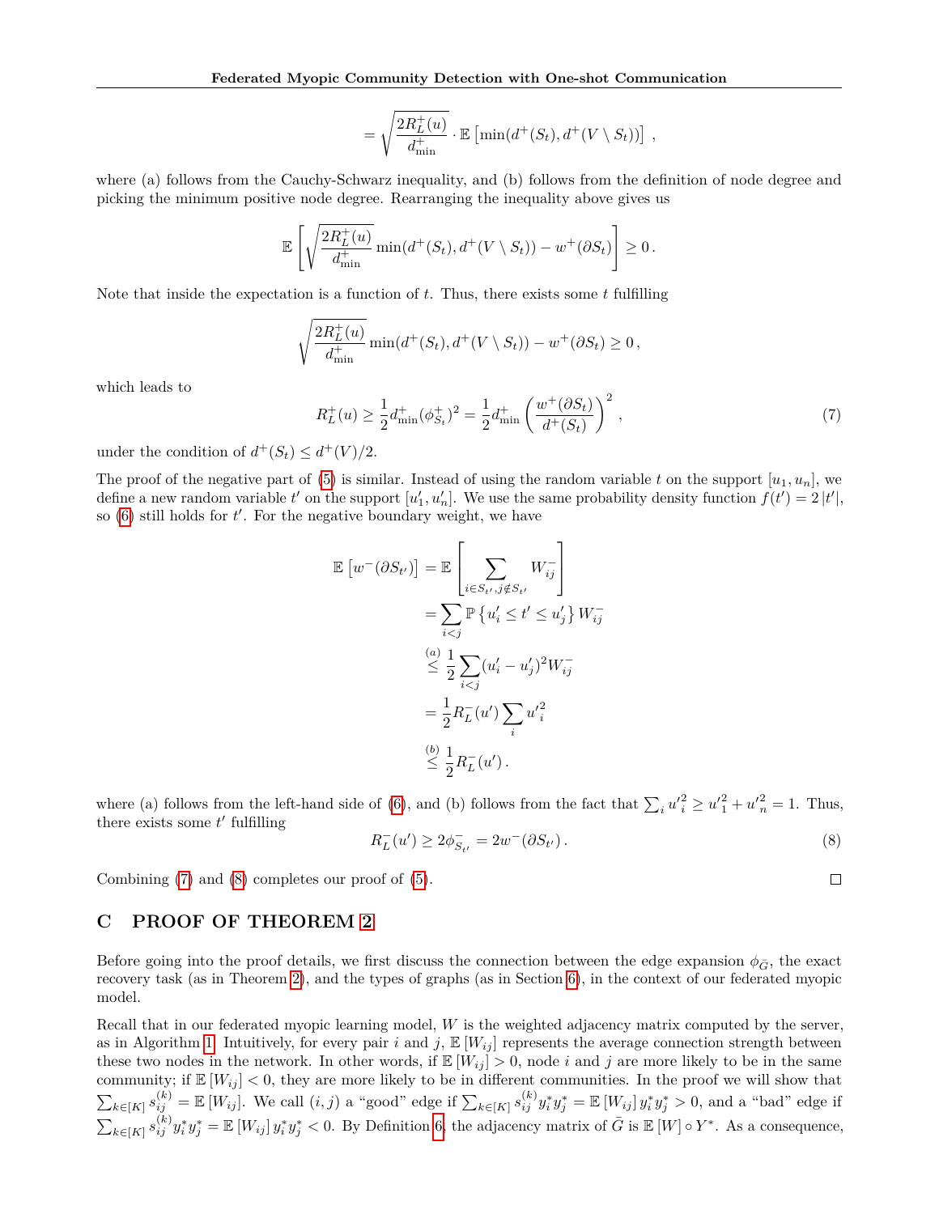$$= \sqrt{\frac{2R_L^+(u)}{d_{\min}^+}} \cdot \mathbb{E}\left[\min(d^+(S_t), d^+(V \setminus S_t))\right] ,$$

where (a) follows from the Cauchy-Schwarz inequality, and (b) follows from the definition of node degree and picking the minimum positive node degree. Rearranging the inequality above gives us

$$\mathbb{E}\left[\sqrt{\frac{2R_L^+(u)}{d_{\min}^+}} \min(d^+(S_t), d^+(V \setminus S_t)) - w^+(\partial S_t)\right] \geq 0 .$$

Note that inside the expectation is a function of $t$. Thus, there exists some $t$ fulfilling

$$\sqrt{\frac{2R_L^+(u)}{d_{\min}^+}} \min(d^+(S_t), d^+(V \setminus S_t)) - w^+(\partial S_t) \geq 0 ,$$

which leads to

$$R_L^+(u) \geq \frac{1}{2} d_{\min}^+ (\phi_{S_t}^+)^2 = \frac{1}{2} d_{\min}^+ \left(\frac{w^+(\partial S_t)}{d^+(S_t)}\right)^2 , \tag{7}$$

under the condition of $d^+(S_t) \leq d^+(V)/2$.

The proof of the negative part of (5) is similar. Instead of using the random variable $t$ on the support $[u_1, u_n]$, we define a new random variable $t'$ on the support $[u'_1, u'_n]$. We use the same probability density function $f(t') = 2\,|t'|$, so (6) still holds for $t'$. For the negative boundary weight, we have

$$\begin{aligned}
\mathbb{E}\left[w^-(\partial S_{t'})\right] &= \mathbb{E}\left[\sum_{i \in S_{t'}, j \notin S_{t'}} W_{ij}^-\right] \\
&= \sum_{i<j} \mathbb{P}\left\{u'_i \leq t' \leq u'_j\right\} W_{ij}^- \\
&\overset{(a)}{\leq} \frac{1}{2} \sum_{i<j} (u'_i - u'_j)^2 W_{ij}^- \\
&= \frac{1}{2} R_L^-(u') \sum_i {u'}_i^2 \\
&\overset{(b)}{\leq} \frac{1}{2} R_L^-(u') .
\end{aligned}$$

where (a) follows from the left-hand side of (6), and (b) follows from the fact that $\sum_i {u'}_i^2 \geq {u'}_1^2 + {u'}_n^2 = 1$. Thus, there exists some $t'$ fulfilling

$$R_L^-(u') \geq 2\phi_{S_{t'}}^- = 2w^-(\partial S_{t'}) . \tag{8}$$

Combining (7) and (8) completes our proof of (5). $\square$

## C PROOF OF THEOREM 2

Before going into the proof details, we first discuss the connection between the edge expansion $\phi_{\bar{G}}$, the exact recovery task (as in Theorem 2), and the types of graphs (as in Section 6), in the context of our federated myopic model.

Recall that in our federated myopic learning model, $W$ is the weighted adjacency matrix computed by the server, as in Algorithm 1. Intuitively, for every pair $i$ and $j$, $\mathbb{E}[W_{ij}]$ represents the average connection strength between these two nodes in the network. In other words, if $\mathbb{E}[W_{ij}] > 0$, node $i$ and $j$ are more likely to be in the same community; if $\mathbb{E}[W_{ij}] < 0$, they are more likely to be in different communities. In the proof we will show that $\sum_{k \in [K]} s_{ij}^{(k)} = \mathbb{E}[W_{ij}]$. We call $(i, j)$ a "good" edge if $\sum_{k \in [K]} s_{ij}^{(k)} y_i^* y_j^* = \mathbb{E}[W_{ij}]\, y_i^* y_j^* > 0$, and a "bad" edge if $\sum_{k \in [K]} s_{ij}^{(k)} y_i^* y_j^* = \mathbb{E}[W_{ij}]\, y_i^* y_j^* < 0$. By Definition 6, the adjacency matrix of $\bar{G}$ is $\mathbb{E}[W] \circ Y^*$. As a consequence,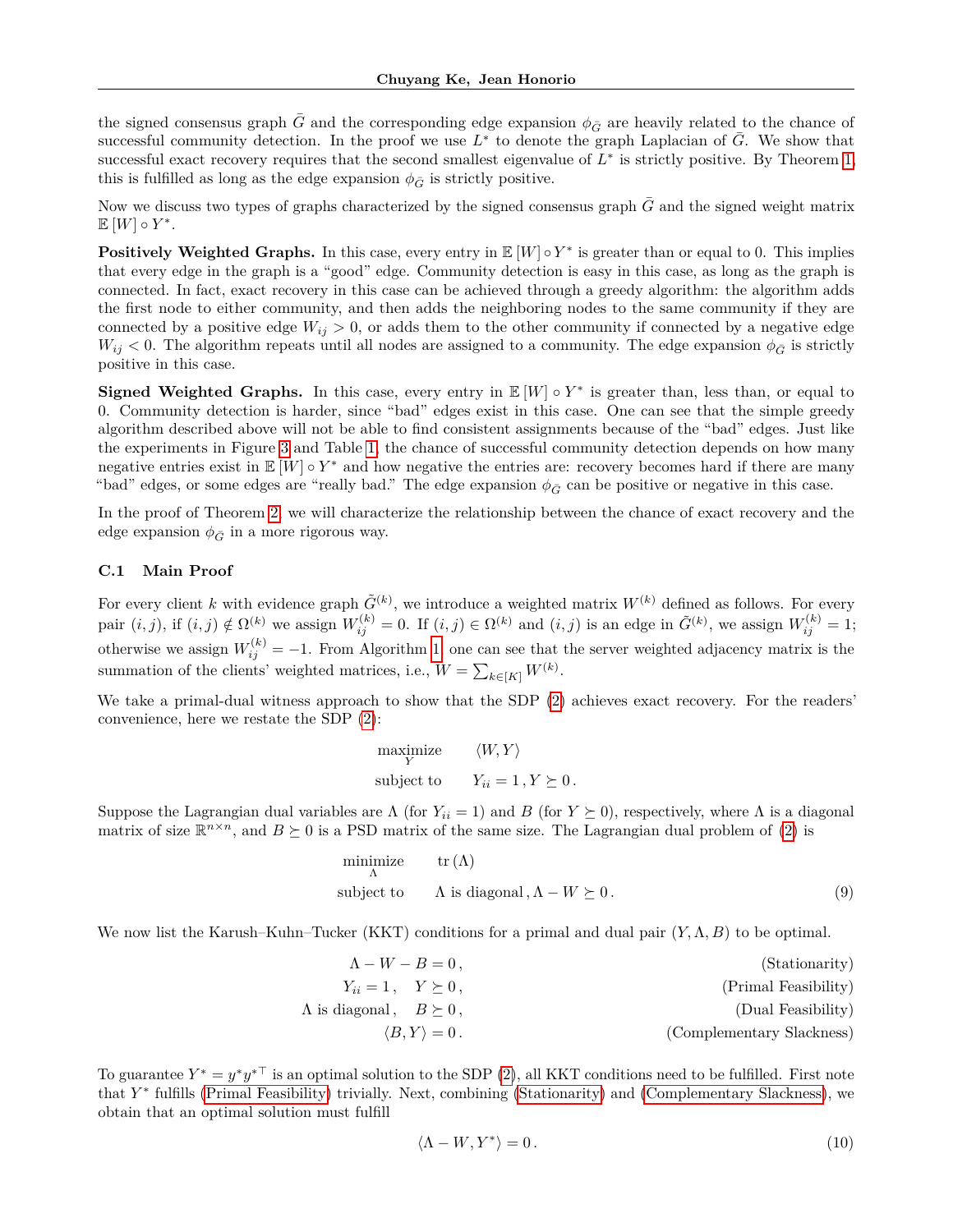the signed consensus graph $\bar{G}$ and the corresponding edge expansion $\phi_{\bar{G}}$ are heavily related to the chance of successful community detection. In the proof we use $L^*$ to denote the graph Laplacian of $\bar{G}$. We show that successful exact recovery requires that the second smallest eigenvalue of $L^*$ is strictly positive. By Theorem 1, this is fulfilled as long as the edge expansion $\phi_{\bar{G}}$ is strictly positive.

Now we discuss two types of graphs characterized by the signed consensus graph $\bar{G}$ and the signed weight matrix $\mathbb{E}[W] \circ Y^*$.

**Positively Weighted Graphs.** In this case, every entry in $\mathbb{E}[W] \circ Y^*$ is greater than or equal to 0. This implies that every edge in the graph is a "good" edge. Community detection is easy in this case, as long as the graph is connected. In fact, exact recovery in this case can be achieved through a greedy algorithm: the algorithm adds the first node to either community, and then adds the neighboring nodes to the same community if they are connected by a positive edge $W_{ij} > 0$, or adds them to the other community if connected by a negative edge $W_{ij} < 0$. The algorithm repeats until all nodes are assigned to a community. The edge expansion $\phi_{\bar{G}}$ is strictly positive in this case.

**Signed Weighted Graphs.** In this case, every entry in $\mathbb{E}[W] \circ Y^*$ is greater than, less than, or equal to 0. Community detection is harder, since "bad" edges exist in this case. One can see that the simple greedy algorithm described above will not be able to find consistent assignments because of the "bad" edges. Just like the experiments in Figure 3 and Table 1, the chance of successful community detection depends on how many negative entries exist in $\mathbb{E}[W] \circ Y^*$ and how negative the entries are: recovery becomes hard if there are many "bad" edges, or some edges are "really bad." The edge expansion $\phi_{\bar{G}}$ can be positive or negative in this case.

In the proof of Theorem 2, we will characterize the relationship between the chance of exact recovery and the edge expansion $\phi_{\bar{G}}$ in a more rigorous way.

### C.1 Main Proof

For every client $k$ with evidence graph $\tilde{G}^{(k)}$, we introduce a weighted matrix $W^{(k)}$ defined as follows. For every pair $(i,j)$, if $(i,j) \notin \Omega^{(k)}$ we assign $W_{ij}^{(k)} = 0$. If $(i,j) \in \Omega^{(k)}$ and $(i,j)$ is an edge in $\tilde{G}^{(k)}$, we assign $W_{ij}^{(k)} = 1$; otherwise we assign $W_{ij}^{(k)} = -1$. From Algorithm 1, one can see that the server weighted adjacency matrix is the summation of the clients' weighted matrices, i.e., $W = \sum_{k \in [K]} W^{(k)}$.

We take a primal-dual witness approach to show that the SDP (2) achieves exact recovery. For the readers' convenience, here we restate the SDP (2):

$$
\begin{aligned}
\underset{Y}{\text{maximize}} \quad & \langle W, Y \rangle \\
\text{subject to} \quad & Y_{ii} = 1 \,, Y \succeq 0 \,.
\end{aligned}
$$

Suppose the Lagrangian dual variables are $\Lambda$ (for $Y_{ii} = 1$) and $B$ (for $Y \succeq 0$), respectively, where $\Lambda$ is a diagonal matrix of size $\mathbb{R}^{n \times n}$, and $B \succeq 0$ is a PSD matrix of the same size. The Lagrangian dual problem of (2) is

$$
\begin{aligned}
\underset{\Lambda}{\text{minimize}} \quad & \operatorname{tr}(\Lambda) \\
\text{subject to} \quad & \Lambda \text{ is diagonal} \,, \Lambda - W \succeq 0 \,.
\end{aligned} \tag{9}
$$

We now list the Karush–Kuhn–Tucker (KKT) conditions for a primal and dual pair $(Y, \Lambda, B)$ to be optimal.

$$
\begin{aligned}
\Lambda - W - B = 0 \,, & \qquad \text{(Stationarity)} \\
Y_{ii} = 1 \,, \quad Y \succeq 0 \,, & \qquad \text{(Primal Feasibility)} \\
\Lambda \text{ is diagonal} \,, \quad B \succeq 0 \,, & \qquad \text{(Dual Feasibility)} \\
\langle B, Y \rangle = 0 \,. & \qquad \text{(Complementary Slackness)}
\end{aligned}
$$

To guarantee $Y^* = y^* y^{*\top}$ is an optimal solution to the SDP (2), all KKT conditions need to be fulfilled. First note that $Y^*$ fulfills (Primal Feasibility) trivially. Next, combining (Stationarity) and (Complementary Slackness), we obtain that an optimal solution must fulfill

$$
\langle \Lambda - W, Y^* \rangle = 0 \,. \tag{10}
$$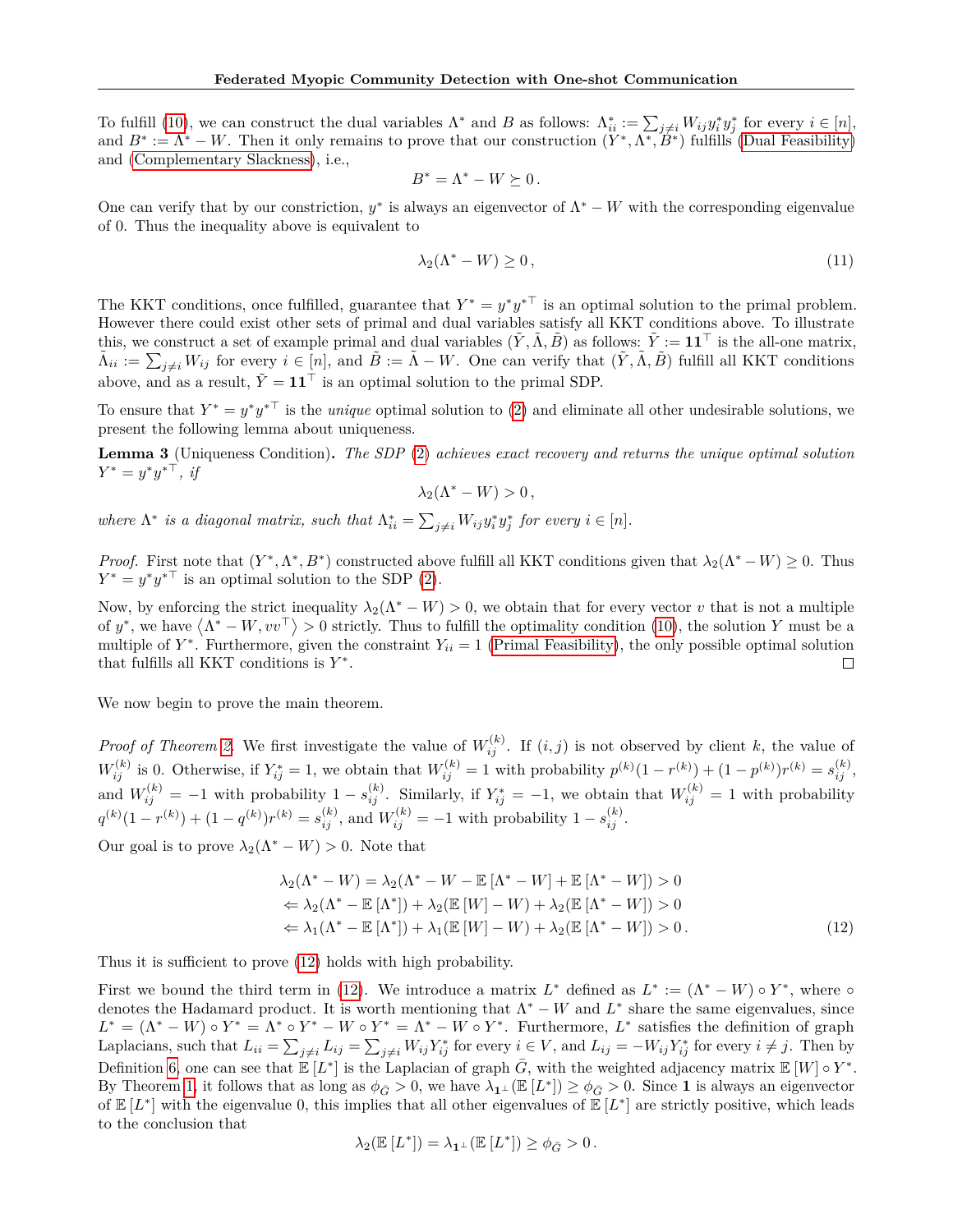To fulfill (10), we can construct the dual variables $\Lambda^*$ and $B$ as follows: $\Lambda^*_{ii} := \sum_{j\neq i} W_{ij} y^*_i y^*_j$ for every $i \in [n]$, and $B^* := \Lambda^* - W$. Then it only remains to prove that our construction $(Y^*, \Lambda^*, B^*)$ fulfills (Dual Feasibility) and (Complementary Slackness), i.e.,

$$B^* = \Lambda^* - W \succeq 0\,.$$

One can verify that by our constriction, $y^*$ is always an eigenvector of $\Lambda^* - W$ with the corresponding eigenvalue of 0. Thus the inequality above is equivalent to

$$\lambda_2(\Lambda^* - W) \geq 0\,, \tag{11}$$

The KKT conditions, once fulfilled, guarantee that $Y^* = y^* {y^*}^\top$ is an optimal solution to the primal problem. However there could exist other sets of primal and dual variables satisfy all KKT conditions above. To illustrate this, we construct a set of example primal and dual variables $(\tilde{Y}, \tilde{\Lambda}, \tilde{B})$ as follows: $\tilde{Y} := \mathbf{1}\mathbf{1}^\top$ is the all-one matrix, $\tilde{\Lambda}_{ii} := \sum_{j\neq i} W_{ij}$ for every $i \in [n]$, and $\tilde{B} := \tilde{\Lambda} - W$. One can verify that $(\tilde{Y}, \tilde{\Lambda}, \tilde{B})$ fulfill all KKT conditions above, and as a result, $\tilde{Y} = \mathbf{1}\mathbf{1}^\top$ is an optimal solution to the primal SDP.

To ensure that $Y^* = y^* {y^*}^\top$ is the *unique* optimal solution to (2) and eliminate all other undesirable solutions, we present the following lemma about uniqueness.

**Lemma 3** (Uniqueness Condition)**.** *The SDP (2) achieves exact recovery and returns the unique optimal solution $Y^* = y^* {y^*}^\top$, if*

$$\lambda_2(\Lambda^* - W) > 0\,,$$

*where $\Lambda^*$ is a diagonal matrix, such that $\Lambda^*_{ii} = \sum_{j\neq i} W_{ij} y^*_i y^*_j$ for every $i \in [n]$.*

*Proof.* First note that $(Y^*, \Lambda^*, B^*)$ constructed above fulfill all KKT conditions given that $\lambda_2(\Lambda^* - W) \geq 0$. Thus $Y^* = y^* {y^*}^\top$ is an optimal solution to the SDP (2).

Now, by enforcing the strict inequality $\lambda_2(\Lambda^* - W) > 0$, we obtain that for every vector $v$ that is not a multiple of $y^*$, we have $\langle \Lambda^* - W, vv^\top \rangle > 0$ strictly. Thus to fulfill the optimality condition (10), the solution $Y$ must be a multiple of $Y^*$. Furthermore, given the constraint $Y_{ii} = 1$ (Primal Feasibility), the only possible optimal solution that fulfills all KKT conditions is $Y^*$. □

We now begin to prove the main theorem.

*Proof of Theorem 2.* We first investigate the value of $W^{(k)}_{ij}$. If $(i, j)$ is not observed by client $k$, the value of $W^{(k)}_{ij}$ is 0. Otherwise, if $Y^*_{ij} = 1$, we obtain that $W^{(k)}_{ij} = 1$ with probability $p^{(k)}(1 - r^{(k)}) + (1 - p^{(k)})r^{(k)} = s^{(k)}_{ij}$, and $W^{(k)}_{ij} = -1$ with probability $1 - s^{(k)}_{ij}$. Similarly, if $Y^*_{ij} = -1$, we obtain that $W^{(k)}_{ij} = 1$ with probability $q^{(k)}(1 - r^{(k)}) + (1 - q^{(k)})r^{(k)} = s^{(k)}_{ij}$, and $W^{(k)}_{ij} = -1$ with probability $1 - s^{(k)}_{ij}$.

Our goal is to prove $\lambda_2(\Lambda^* - W) > 0$. Note that

$$\begin{aligned}
&\lambda_2(\Lambda^* - W) = \lambda_2(\Lambda^* - W - \mathbb{E}[\Lambda^* - W] + \mathbb{E}[\Lambda^* - W]) > 0 \\
&\Leftarrow \lambda_2(\Lambda^* - \mathbb{E}[\Lambda^*]) + \lambda_2(\mathbb{E}[W] - W) + \lambda_2(\mathbb{E}[\Lambda^* - W]) > 0 \\
&\Leftarrow \lambda_1(\Lambda^* - \mathbb{E}[\Lambda^*]) + \lambda_1(\mathbb{E}[W] - W) + \lambda_2(\mathbb{E}[\Lambda^* - W]) > 0\,.
\end{aligned} \tag{12}$$

Thus it is sufficient to prove (12) holds with high probability.

First we bound the third term in (12). We introduce a matrix $L^*$ defined as $L^* := (\Lambda^* - W) \circ Y^*$, where $\circ$ denotes the Hadamard product. It is worth mentioning that $\Lambda^* - W$ and $L^*$ share the same eigenvalues, since $L^* = (\Lambda^* - W) \circ Y^* = \Lambda^* \circ Y^* - W \circ Y^* = \Lambda^* - W \circ Y^*$. Furthermore, $L^*$ satisfies the definition of graph Laplacians, such that $L_{ii} = \sum_{j\neq i} L_{ij} = \sum_{j\neq i} W_{ij} Y^*_{ij}$ for every $i \in V$, and $L_{ij} = -W_{ij} Y^*_{ij}$ for every $i \neq j$. Then by Definition 6, one can see that $\mathbb{E}[L^*]$ is the Laplacian of graph $\bar{G}$, with the weighted adjacency matrix $\mathbb{E}[W] \circ Y^*$. By Theorem 1, it follows that as long as $\phi_{\bar{G}} > 0$, we have $\lambda_{\mathbf{1}^\perp}(\mathbb{E}[L^*]) \geq \phi_{\bar{G}} > 0$. Since $\mathbf{1}$ is always an eigenvector of $\mathbb{E}[L^*]$ with the eigenvalue 0, this implies that all other eigenvalues of $\mathbb{E}[L^*]$ are strictly positive, which leads to the conclusion that

$$\lambda_2(\mathbb{E}[L^*]) = \lambda_{\mathbf{1}^\perp}(\mathbb{E}[L^*]) \geq \phi_{\bar{G}} > 0\,.$$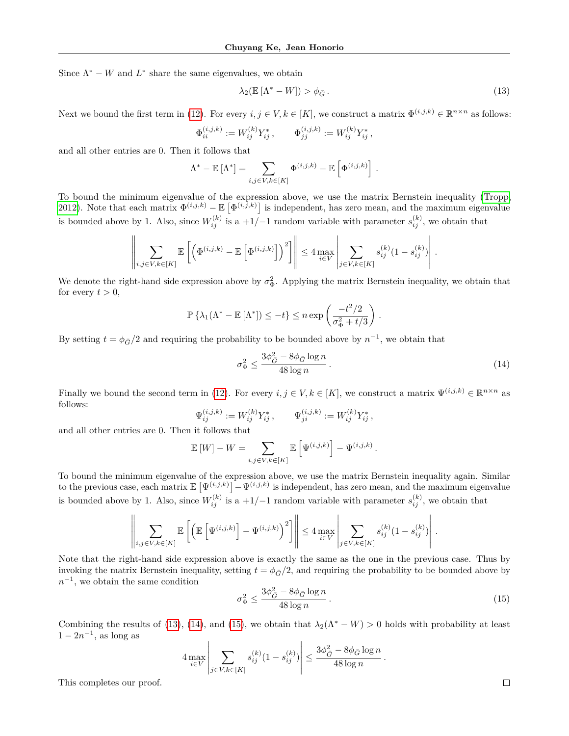Since $\Lambda^* - W$ and $L^*$ share the same eigenvalues, we obtain

$$\lambda_2(\mathbb{E}\left[\Lambda^* - W\right]) > \phi_{\bar{G}}\,. \tag{13}$$

Next we bound the first term in (12). For every $i, j \in V, k \in [K]$, we construct a matrix $\Phi^{(i,j,k)} \in \mathbb{R}^{n\times n}$ as follows:

$$\Phi^{(i,j,k)}_{ii} := W^{(k)}_{ij} Y^*_{ij}\,, \qquad \Phi^{(i,j,k)}_{jj} := W^{(k)}_{ij} Y^*_{ij}\,,$$

and all other entries are 0. Then it follows that

$$\Lambda^* - \mathbb{E}\left[\Lambda^*\right] = \sum_{i,j\in V, k\in[K]} \Phi^{(i,j,k)} - \mathbb{E}\left[\Phi^{(i,j,k)}\right]\,.$$

To bound the minimum eigenvalue of the expression above, we use the matrix Bernstein inequality (Tropp, 2012). Note that each matrix $\Phi^{(i,j,k)} - \mathbb{E}\left[\Phi^{(i,j,k)}\right]$ is independent, has zero mean, and the maximum eigenvalue is bounded above by 1. Also, since $W^{(k)}_{ij}$ is a $+1/-1$ random variable with parameter $s^{(k)}_{ij}$, we obtain that

$$\left\| \sum_{i,j\in V, k\in[K]} \mathbb{E}\left[\left(\Phi^{(i,j,k)} - \mathbb{E}\left[\Phi^{(i,j,k)}\right]\right)^2\right] \right\| \leq 4 \max_{i\in V} \left| \sum_{j\in V, k\in[K]} s^{(k)}_{ij}(1 - s^{(k)}_{ij}) \right|\,.$$

We denote the right-hand side expression above by $\sigma^2_\Phi$. Applying the matrix Bernstein inequality, we obtain that for every $t > 0$,

$$\mathbb{P}\left\{\lambda_1(\Lambda^* - \mathbb{E}\left[\Lambda^*\right]) \leq -t\right\} \leq n \exp\left(\frac{-t^2/2}{\sigma^2_\Phi + t/3}\right)\,.$$

By setting $t = \phi_{\bar{G}}/2$ and requiring the probability to be bounded above by $n^{-1}$, we obtain that

$$\sigma^2_\Phi \leq \frac{3\phi^2_{\bar{G}} - 8\phi_{\bar{G}} \log n}{48 \log n}\,. \tag{14}$$

Finally we bound the second term in (12). For every $i, j \in V, k \in [K]$, we construct a matrix $\Psi^{(i,j,k)} \in \mathbb{R}^{n\times n}$ as follows:

$$\Psi^{(i,j,k)}_{ij} := W^{(k)}_{ij} Y^*_{ij}\,, \qquad \Psi^{(i,j,k)}_{ji} := W^{(k)}_{ij} Y^*_{ij}\,,$$

and all other entries are 0. Then it follows that

$$\mathbb{E}\left[W\right] - W = \sum_{i,j\in V, k\in[K]} \mathbb{E}\left[\Psi^{(i,j,k)}\right] - \Psi^{(i,j,k)}\,.$$

To bound the minimum eigenvalue of the expression above, we use the matrix Bernstein inequality again. Similar to the previous case, each matrix $\mathbb{E}\left[\Psi^{(i,j,k)}\right] - \Psi^{(i,j,k)}$ is independent, has zero mean, and the maximum eigenvalue is bounded above by 1. Also, since $W^{(k)}_{ij}$ is a $+1/-1$ random variable with parameter $s^{(k)}_{ij}$, we obtain that

$$\left\| \sum_{i,j\in V, k\in[K]} \mathbb{E}\left[\left(\mathbb{E}\left[\Psi^{(i,j,k)}\right] - \Psi^{(i,j,k)}\right)^2\right] \right\| \leq 4 \max_{i\in V} \left| \sum_{j\in V, k\in[K]} s^{(k)}_{ij}(1 - s^{(k)}_{ij}) \right|\,.$$

Note that the right-hand side expression above is exactly the same as the one in the previous case. Thus by invoking the matrix Bernstein inequality, setting $t = \phi_{\bar{G}}/2$, and requiring the probability to be bounded above by $n^{-1}$, we obtain the same condition

$$\sigma^2_\Phi \leq \frac{3\phi^2_{\bar{G}} - 8\phi_{\bar{G}} \log n}{48 \log n}\,. \tag{15}$$

Combining the results of (13), (14), and (15), we obtain that $\lambda_2(\Lambda^* - W) > 0$ holds with probability at least $1 - 2n^{-1}$, as long as

$$4 \max_{i\in V} \left| \sum_{j\in V, k\in[K]} s^{(k)}_{ij}(1 - s^{(k)}_{ij}) \right| \leq \frac{3\phi^2_{\bar{G}} - 8\phi_{\bar{G}} \log n}{48 \log n}\,.$$

This completes our proof. $\square$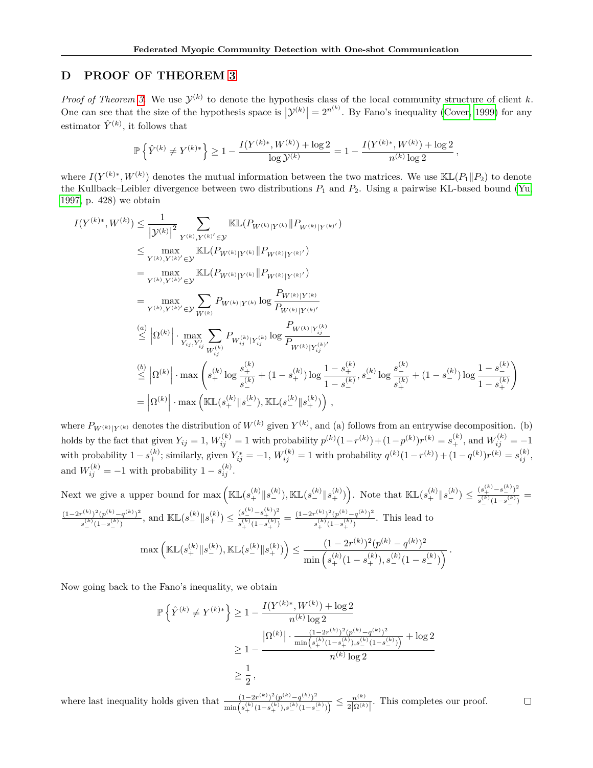## D PROOF OF THEOREM 3

*Proof of Theorem 3.* We use $\mathcal{Y}^{(k)}$ to denote the hypothesis class of the local community structure of client $k$. One can see that the size of the hypothesis space is $\left|\mathcal{Y}^{(k)}\right| = 2^{n^{(k)}}$. By Fano's inequality (Cover, 1999) for any estimator $\hat{Y}^{(k)}$, it follows that

$$\mathbb{P}\left\{\hat{Y}^{(k)} \neq Y^{(k)*}\right\} \geq 1 - \frac{I(Y^{(k)*}, W^{(k)}) + \log 2}{\log \mathcal{Y}^{(k)}} = 1 - \frac{I(Y^{(k)*}, W^{(k)}) + \log 2}{n^{(k)} \log 2}\,,$$

where $I(Y^{(k)*}, W^{(k)})$ denotes the mutual information between the two matrices. We use $\mathbb{KL}(P_1 \| P_2)$ to denote the Kullback–Leibler divergence between two distributions $P_1$ and $P_2$. Using a pairwise KL-based bound (Yu, 1997, p. 428) we obtain

$$\begin{aligned}
I(Y^{(k)*}, W^{(k)}) &\leq \frac{1}{\left|\mathcal{Y}^{(k)}\right|^2} \sum_{Y^{(k)}, Y^{(k)\prime} \in \mathcal{Y}} \mathbb{KL}(P_{W^{(k)}|Y^{(k)}} \| P_{W^{(k)}|Y^{(k)\prime}}) \\
&\leq \max_{Y^{(k)}, Y^{(k)\prime} \in \mathcal{Y}} \mathbb{KL}(P_{W^{(k)}|Y^{(k)}} \| P_{W^{(k)}|Y^{(k)\prime}}) \\
&= \max_{Y^{(k)}, Y^{(k)\prime} \in \mathcal{Y}} \mathbb{KL}(P_{W^{(k)}|Y^{(k)}} \| P_{W^{(k)}|Y^{(k)\prime}}) \\
&= \max_{Y^{(k)}, Y^{(k)\prime} \in \mathcal{Y}} \sum_{W^{(k)}} P_{W^{(k)}|Y^{(k)}} \log \frac{P_{W^{(k)}|Y^{(k)}}}{P_{W^{(k)}|Y^{(k)\prime}}} \\
&\overset{(a)}{\leq} \left|\Omega^{(k)}\right| \cdot \max_{Y_{ij}, Y_{ij}'} \sum_{W_{ij}^{(k)}} P_{W_{ij}^{(k)}|Y_{ij}^{(k)}} \log \frac{P_{W^{(k)}|Y_{ij}^{(k)}}}{P_{W^{(k)}|Y_{ij}^{(k)\prime}}} \\
&\overset{(b)}{\leq} \left|\Omega^{(k)}\right| \cdot \max\left(s_+^{(k)} \log \frac{s_+^{(k)}}{s_-^{(k)}} + (1 - s_+^{(k)}) \log \frac{1 - s_+^{(k)}}{1 - s_-^{(k)}}, s_-^{(k)} \log \frac{s_-^{(k)}}{s_+^{(k)}} + (1 - s_-^{(k)}) \log \frac{1 - s_-^{(k)}}{1 - s_+^{(k)}}\right) \\
&= \left|\Omega^{(k)}\right| \cdot \max\left(\mathbb{KL}(s_+^{(k)} \| s_-^{(k)}), \mathbb{KL}(s_-^{(k)} \| s_+^{(k)})\right)\,,
\end{aligned}$$

where $P_{W^{(k)}|Y^{(k)}}$ denotes the distribution of $W^{(k)}$ given $Y^{(k)}$, and (a) follows from an entrywise decomposition. (b) holds by the fact that given $Y_{ij} = 1$, $W_{ij}^{(k)} = 1$ with probability $p^{(k)}(1 - r^{(k)}) + (1 - p^{(k)})r^{(k)} = s_+^{(k)}$, and $W_{ij}^{(k)} = -1$ with probability $1 - s_+^{(k)}$; similarly, given $Y_{ij}^* = -1$, $W_{ij}^{(k)} = 1$ with probability $q^{(k)}(1 - r^{(k)}) + (1 - q^{(k)})r^{(k)} = s_{ij}^{(k)}$, and $W_{ij}^{(k)} = -1$ with probability $1 - s_{ij}^{(k)}$.

Next we give a upper bound for $\max\left(\mathbb{KL}(s_+^{(k)} \| s_-^{(k)}), \mathbb{KL}(s_-^{(k)} \| s_+^{(k)})\right)$. Note that $\mathbb{KL}(s_+^{(k)} \| s_-^{(k)}) \leq \frac{(s_+^{(k)} - s_-^{(k)})^2}{s_-^{(k)}(1 - s_-^{(k)})} = \frac{(1 - 2r^{(k)})^2 (p^{(k)} - q^{(k)})^2}{s_-^{(k)}(1 - s_-^{(k)})}$, and $\mathbb{KL}(s_-^{(k)} \| s_+^{(k)}) \leq \frac{(s_-^{(k)} - s_+^{(k)})^2}{s_+^{(k)}(1 - s_+^{(k)})} = \frac{(1 - 2r^{(k)})^2 (p^{(k)} - q^{(k)})^2}{s_+^{(k)}(1 - s_+^{(k)})}$. This lead to

$$\max\left(\mathbb{KL}(s_+^{(k)} \| s_-^{(k)}), \mathbb{KL}(s_-^{(k)} \| s_+^{(k)})\right) \leq \frac{(1 - 2r^{(k)})^2 (p^{(k)} - q^{(k)})^2}{\min\left(s_+^{(k)}(1 - s_+^{(k)}), s_-^{(k)}(1 - s_-^{(k)})\right)}\,.$$

Now going back to the Fano's inequality, we obtain

$$\begin{aligned}
\mathbb{P}\left\{\hat{Y}^{(k)} \neq Y^{(k)*}\right\} &\geq 1 - \frac{I(Y^{(k)*}, W^{(k)}) + \log 2}{n^{(k)} \log 2} \\
&\geq 1 - \frac{\left|\Omega^{(k)}\right| \cdot \frac{(1 - 2r^{(k)})^2 (p^{(k)} - q^{(k)})^2}{\min\left(s_+^{(k)}(1 - s_+^{(k)}), s_-^{(k)}(1 - s_-^{(k)})\right)} + \log 2}{n^{(k)} \log 2} \\
&\geq \frac{1}{2}\,,
\end{aligned}$$

where last inequality holds given that $\frac{(1 - 2r^{(k)})^2 (p^{(k)} - q^{(k)})^2}{\min\left(s_+^{(k)}(1 - s_+^{(k)}), s_-^{(k)}(1 - s_-^{(k)})\right)} \leq \frac{n^{(k)}}{2\left|\Omega^{(k)}\right|}$. This completes our proof. $\square$